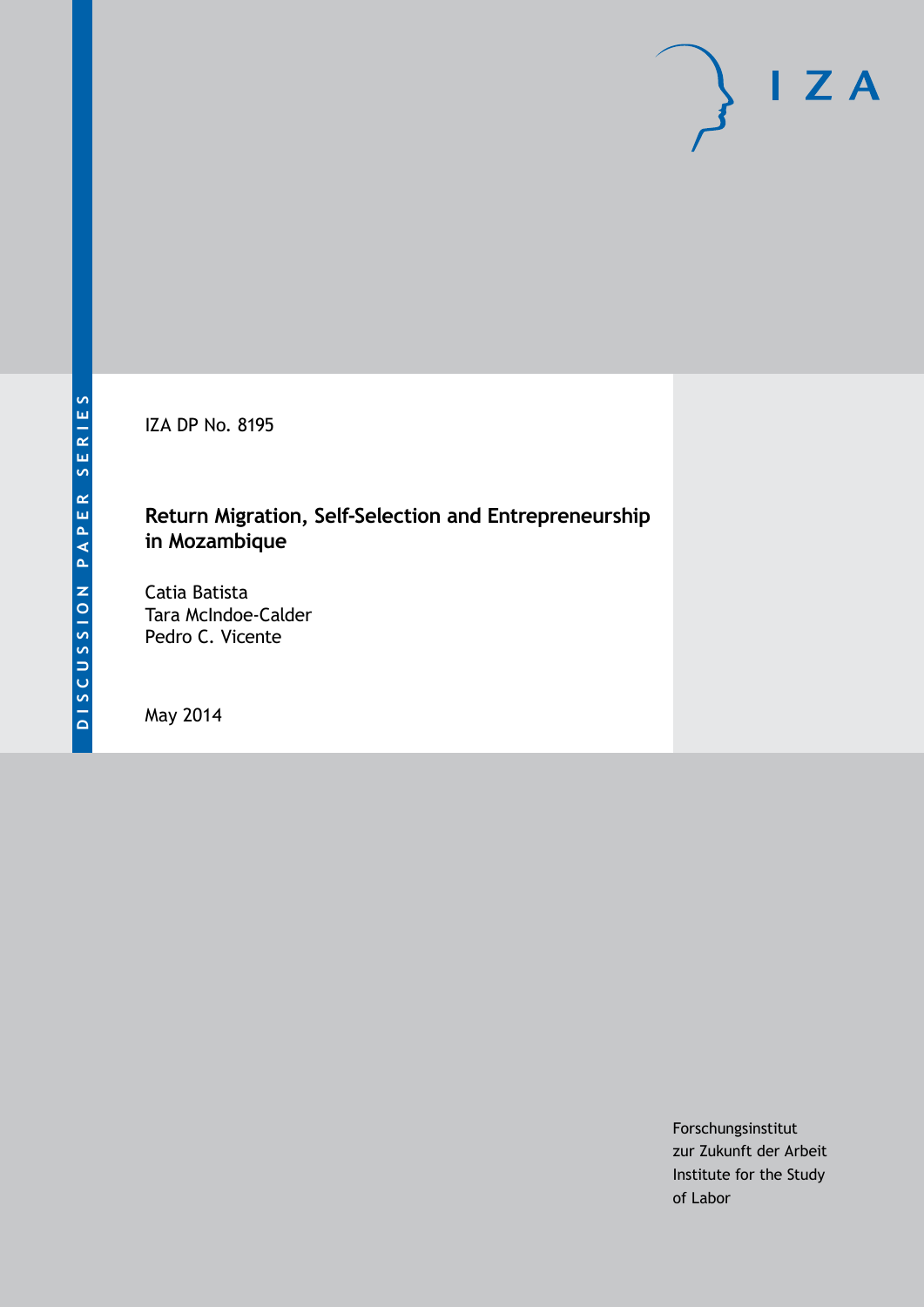DISCUSSION PAPER SERIES

IZA DP No. 8195

# Return Migration, Self-Selection and Entrepreneurship in Mozambique

Catia Batista
Tara McIndoe-Calder
Pedro C. Vicente

May 2014

Forschungsinstitut
zur Zukunft der Arbeit
Institute for the Study
of Labor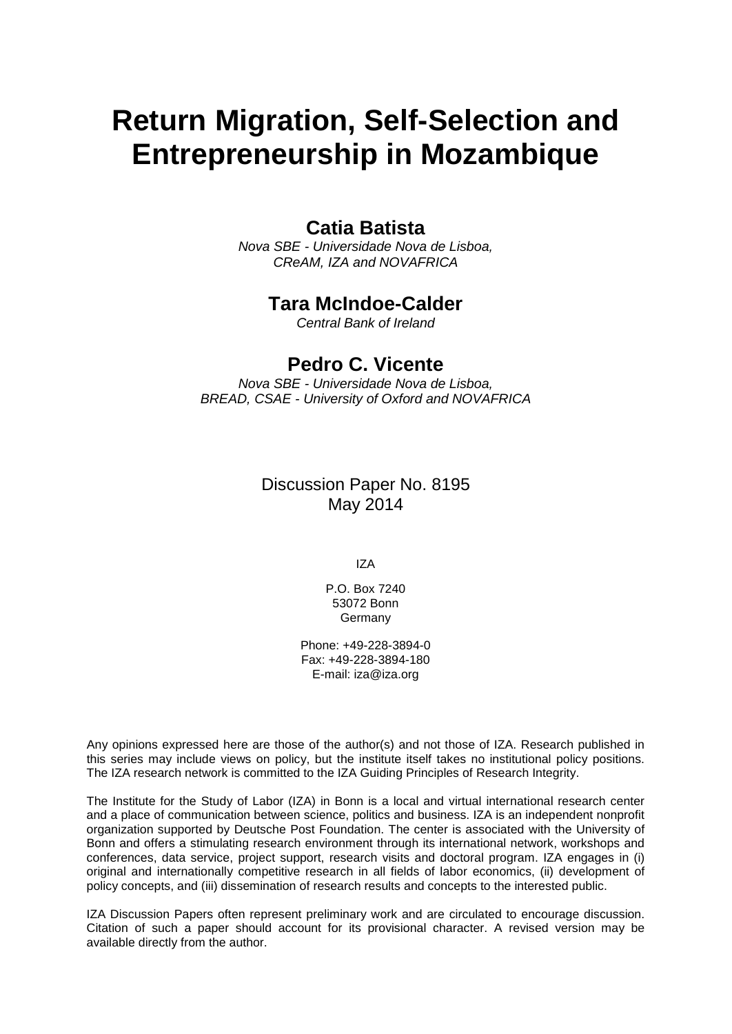# Return Migration, Self-Selection and Entrepreneurship in Mozambique

## Catia Batista

*Nova SBE - Universidade Nova de Lisboa, CReAM, IZA and NOVAFRICA*

## Tara McIndoe-Calder

*Central Bank of Ireland*

## Pedro C. Vicente

*Nova SBE - Universidade Nova de Lisboa, BREAD, CSAE - University of Oxford and NOVAFRICA*

Discussion Paper No. 8195
May 2014

IZA

P.O. Box 7240
53072 Bonn
Germany

Phone: +49-228-3894-0
Fax: +49-228-3894-180
E-mail: iza@iza.org

Any opinions expressed here are those of the author(s) and not those of IZA. Research published in this series may include views on policy, but the institute itself takes no institutional policy positions. The IZA research network is committed to the IZA Guiding Principles of Research Integrity.

The Institute for the Study of Labor (IZA) in Bonn is a local and virtual international research center and a place of communication between science, politics and business. IZA is an independent nonprofit organization supported by Deutsche Post Foundation. The center is associated with the University of Bonn and offers a stimulating research environment through its international network, workshops and conferences, data service, project support, research visits and doctoral program. IZA engages in (i) original and internationally competitive research in all fields of labor economics, (ii) development of policy concepts, and (iii) dissemination of research results and concepts to the interested public.

IZA Discussion Papers often represent preliminary work and are circulated to encourage discussion. Citation of such a paper should account for its provisional character. A revised version may be available directly from the author.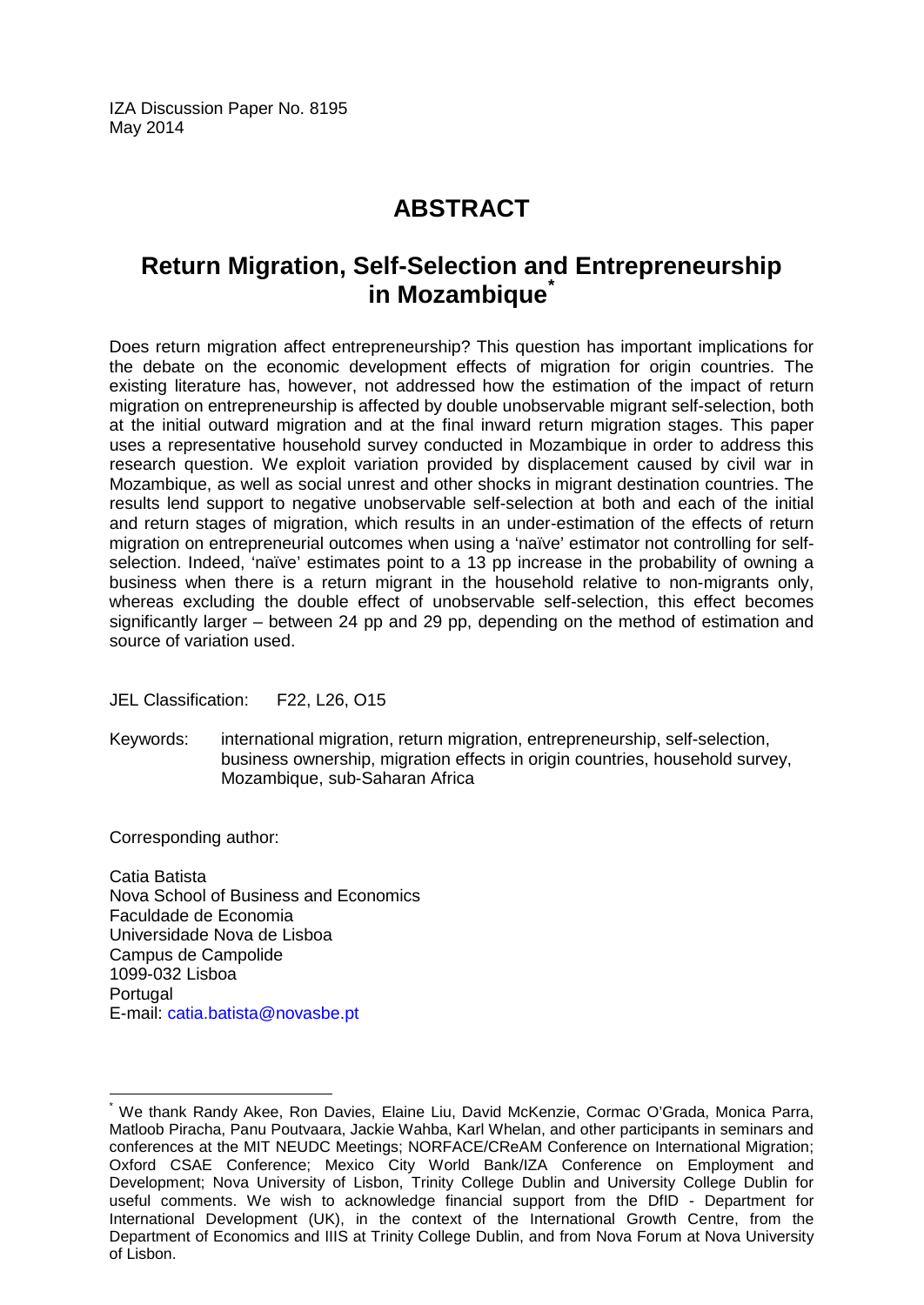IZA Discussion Paper No. 8195
May 2014

# ABSTRACT

## Return Migration, Self-Selection and Entrepreneurship in Mozambique[*]

Does return migration affect entrepreneurship? This question has important implications for the debate on the economic development effects of migration for origin countries. The existing literature has, however, not addressed how the estimation of the impact of return migration on entrepreneurship is affected by double unobservable migrant self-selection, both at the initial outward migration and at the final inward return migration stages. This paper uses a representative household survey conducted in Mozambique in order to address this research question. We exploit variation provided by displacement caused by civil war in Mozambique, as well as social unrest and other shocks in migrant destination countries. The results lend support to negative unobservable self-selection at both and each of the initial and return stages of migration, which results in an under-estimation of the effects of return migration on entrepreneurial outcomes when using a 'naïve' estimator not controlling for self-selection. Indeed, 'naïve' estimates point to a 13 pp increase in the probability of owning a business when there is a return migrant in the household relative to non-migrants only, whereas excluding the double effect of unobservable self-selection, this effect becomes significantly larger – between 24 pp and 29 pp, depending on the method of estimation and source of variation used.

JEL Classification: F22, L26, O15

Keywords: international migration, return migration, entrepreneurship, self-selection, business ownership, migration effects in origin countries, household survey, Mozambique, sub-Saharan Africa

Corresponding author:

Catia Batista
Nova School of Business and Economics
Faculdade de Economia
Universidade Nova de Lisboa
Campus de Campolide
1099-032 Lisboa
Portugal
E-mail: catia.batista@novasbe.pt

[*] We thank Randy Akee, Ron Davies, Elaine Liu, David McKenzie, Cormac O'Grada, Monica Parra, Matloob Piracha, Panu Poutvaara, Jackie Wahba, Karl Whelan, and other participants in seminars and conferences at the MIT NEUDC Meetings; NORFACE/CReAM Conference on International Migration; Oxford CSAE Conference; Mexico City World Bank/IZA Conference on Employment and Development; Nova University of Lisbon, Trinity College Dublin and University College Dublin for useful comments. We wish to acknowledge financial support from the DfID - Department for International Development (UK), in the context of the International Growth Centre, from the Department of Economics and IIIS at Trinity College Dublin, and from Nova Forum at Nova University of Lisbon.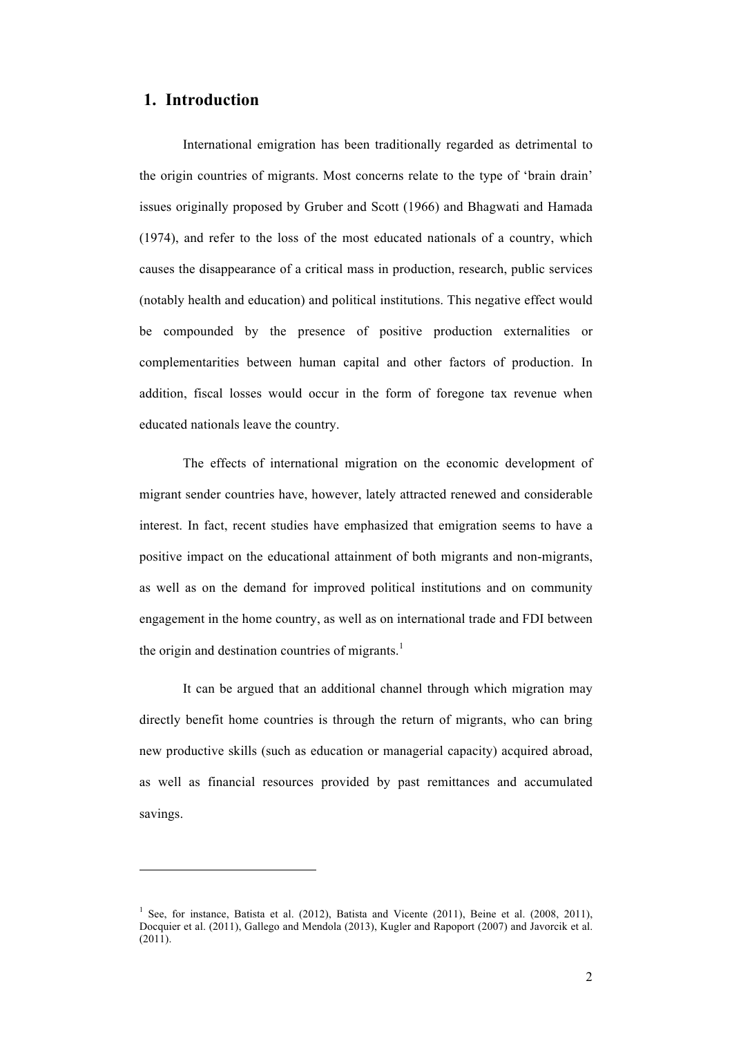## 1. Introduction

International emigration has been traditionally regarded as detrimental to the origin countries of migrants. Most concerns relate to the type of 'brain drain' issues originally proposed by Gruber and Scott (1966) and Bhagwati and Hamada (1974), and refer to the loss of the most educated nationals of a country, which causes the disappearance of a critical mass in production, research, public services (notably health and education) and political institutions. This negative effect would be compounded by the presence of positive production externalities or complementarities between human capital and other factors of production. In addition, fiscal losses would occur in the form of foregone tax revenue when educated nationals leave the country.

The effects of international migration on the economic development of migrant sender countries have, however, lately attracted renewed and considerable interest. In fact, recent studies have emphasized that emigration seems to have a positive impact on the educational attainment of both migrants and non-migrants, as well as on the demand for improved political institutions and on community engagement in the home country, as well as on international trade and FDI between the origin and destination countries of migrants.[1]

It can be argued that an additional channel through which migration may directly benefit home countries is through the return of migrants, who can bring new productive skills (such as education or managerial capacity) acquired abroad, as well as financial resources provided by past remittances and accumulated savings.

---

[1] See, for instance, Batista et al. (2012), Batista and Vicente (2011), Beine et al. (2008, 2011), Docquier et al. (2011), Gallego and Mendola (2013), Kugler and Rapoport (2007) and Javorcik et al. (2011).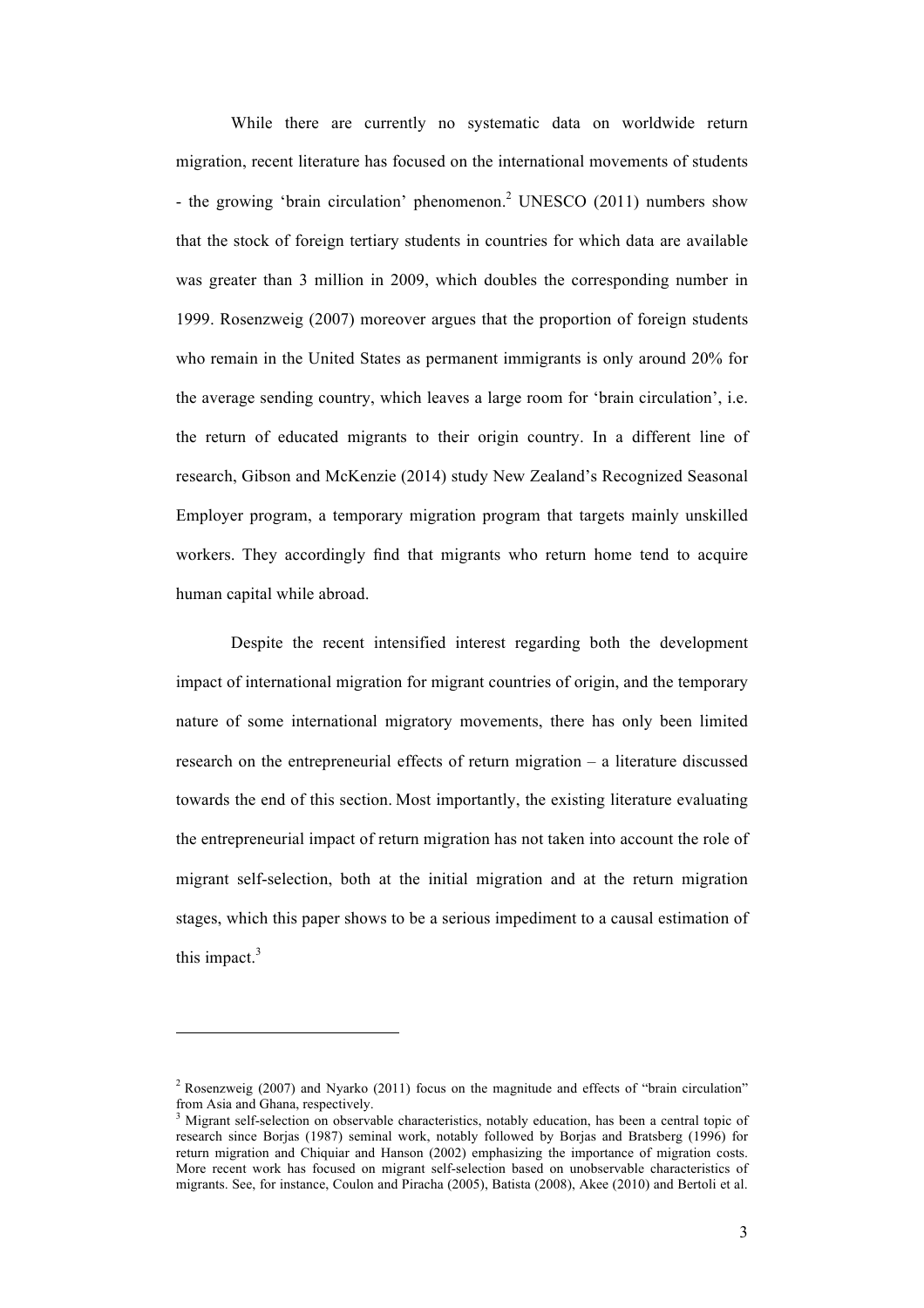While there are currently no systematic data on worldwide return migration, recent literature has focused on the international movements of students - the growing 'brain circulation' phenomenon.[2] UNESCO (2011) numbers show that the stock of foreign tertiary students in countries for which data are available was greater than 3 million in 2009, which doubles the corresponding number in 1999. Rosenzweig (2007) moreover argues that the proportion of foreign students who remain in the United States as permanent immigrants is only around 20% for the average sending country, which leaves a large room for 'brain circulation', i.e. the return of educated migrants to their origin country. In a different line of research, Gibson and McKenzie (2014) study New Zealand's Recognized Seasonal Employer program, a temporary migration program that targets mainly unskilled workers. They accordingly find that migrants who return home tend to acquire human capital while abroad.

Despite the recent intensified interest regarding both the development impact of international migration for migrant countries of origin, and the temporary nature of some international migratory movements, there has only been limited research on the entrepreneurial effects of return migration – a literature discussed towards the end of this section. Most importantly, the existing literature evaluating the entrepreneurial impact of return migration has not taken into account the role of migrant self-selection, both at the initial migration and at the return migration stages, which this paper shows to be a serious impediment to a causal estimation of this impact.[3]

---

[2] Rosenzweig (2007) and Nyarko (2011) focus on the magnitude and effects of "brain circulation" from Asia and Ghana, respectively.

[3] Migrant self-selection on observable characteristics, notably education, has been a central topic of research since Borjas (1987) seminal work, notably followed by Borjas and Bratsberg (1996) for return migration and Chiquiar and Hanson (2002) emphasizing the importance of migration costs. More recent work has focused on migrant self-selection based on unobservable characteristics of migrants. See, for instance, Coulon and Piracha (2005), Batista (2008), Akee (2010) and Bertoli et al.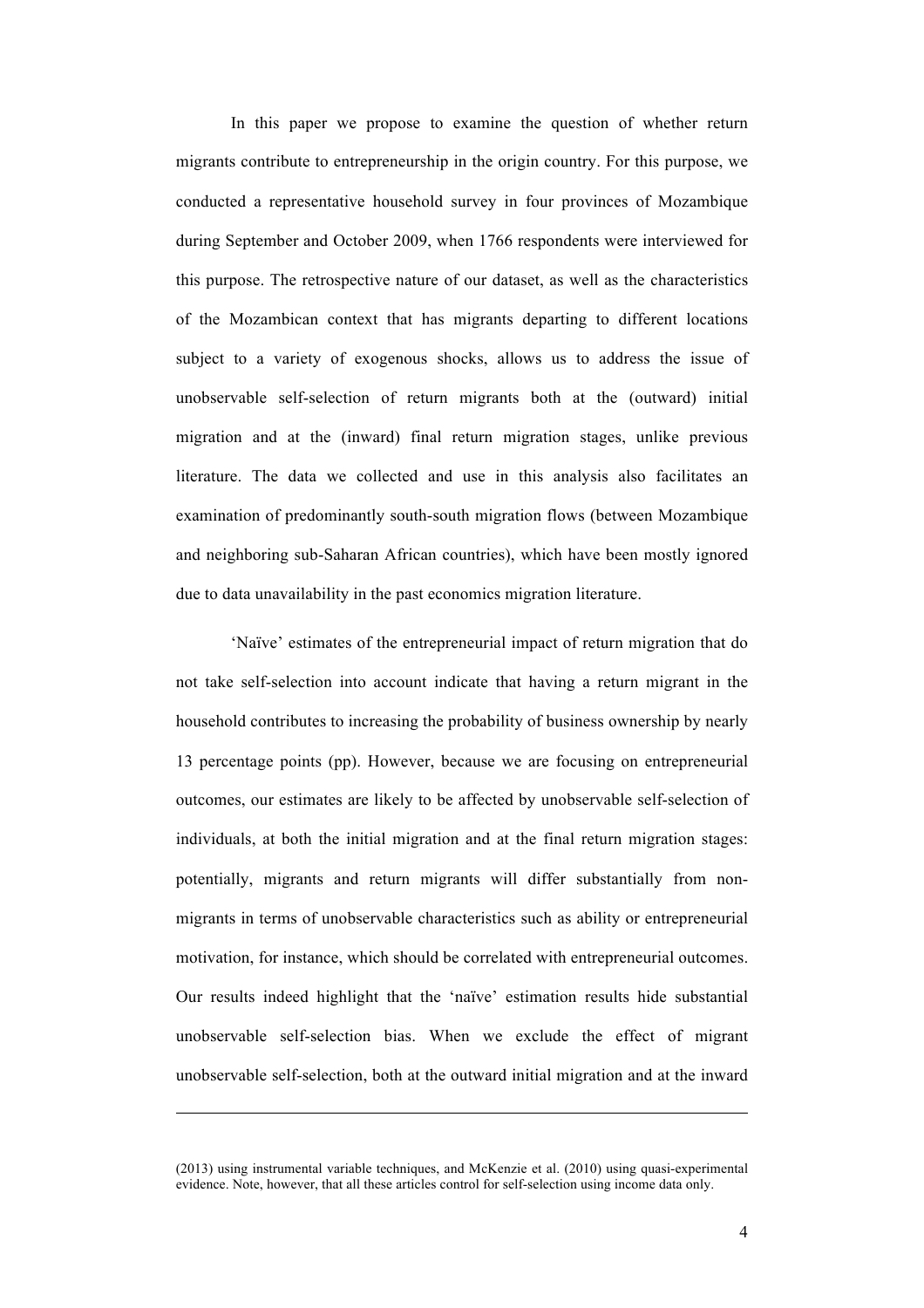In this paper we propose to examine the question of whether return migrants contribute to entrepreneurship in the origin country. For this purpose, we conducted a representative household survey in four provinces of Mozambique during September and October 2009, when 1766 respondents were interviewed for this purpose. The retrospective nature of our dataset, as well as the characteristics of the Mozambican context that has migrants departing to different locations subject to a variety of exogenous shocks, allows us to address the issue of unobservable self-selection of return migrants both at the (outward) initial migration and at the (inward) final return migration stages, unlike previous literature. The data we collected and use in this analysis also facilitates an examination of predominantly south-south migration flows (between Mozambique and neighboring sub-Saharan African countries), which have been mostly ignored due to data unavailability in the past economics migration literature.

'Naïve' estimates of the entrepreneurial impact of return migration that do not take self-selection into account indicate that having a return migrant in the household contributes to increasing the probability of business ownership by nearly 13 percentage points (pp). However, because we are focusing on entrepreneurial outcomes, our estimates are likely to be affected by unobservable self-selection of individuals, at both the initial migration and at the final return migration stages: potentially, migrants and return migrants will differ substantially from non-migrants in terms of unobservable characteristics such as ability or entrepreneurial motivation, for instance, which should be correlated with entrepreneurial outcomes. Our results indeed highlight that the 'naïve' estimation results hide substantial unobservable self-selection bias. When we exclude the effect of migrant unobservable self-selection, both at the outward initial migration and at the inward

(2013) using instrumental variable techniques, and McKenzie et al. (2010) using quasi-experimental evidence. Note, however, that all these articles control for self-selection using income data only.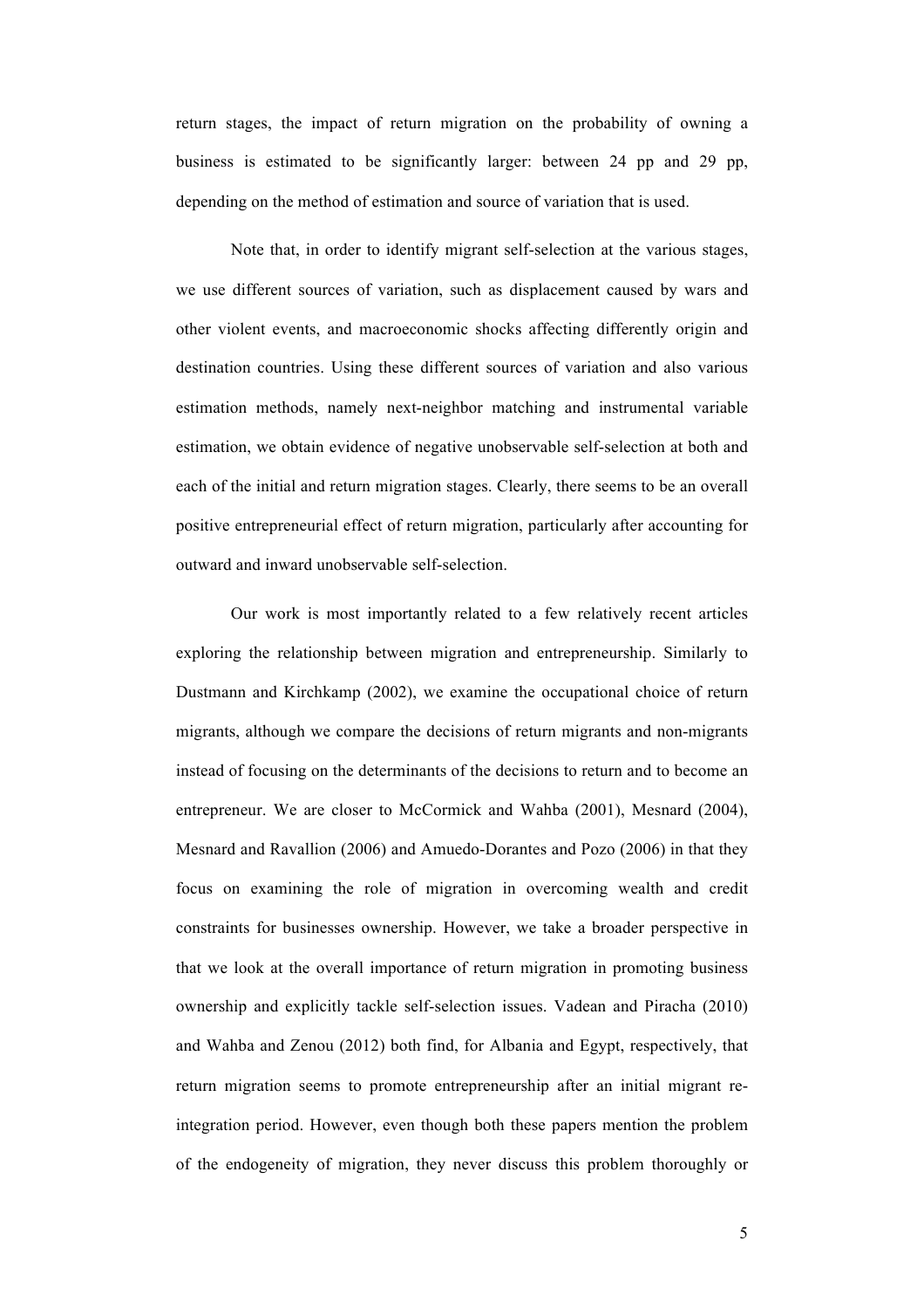return stages, the impact of return migration on the probability of owning a business is estimated to be significantly larger: between 24 pp and 29 pp, depending on the method of estimation and source of variation that is used.

Note that, in order to identify migrant self-selection at the various stages, we use different sources of variation, such as displacement caused by wars and other violent events, and macroeconomic shocks affecting differently origin and destination countries. Using these different sources of variation and also various estimation methods, namely next-neighbor matching and instrumental variable estimation, we obtain evidence of negative unobservable self-selection at both and each of the initial and return migration stages. Clearly, there seems to be an overall positive entrepreneurial effect of return migration, particularly after accounting for outward and inward unobservable self-selection.

Our work is most importantly related to a few relatively recent articles exploring the relationship between migration and entrepreneurship. Similarly to Dustmann and Kirchkamp (2002), we examine the occupational choice of return migrants, although we compare the decisions of return migrants and non-migrants instead of focusing on the determinants of the decisions to return and to become an entrepreneur. We are closer to McCormick and Wahba (2001), Mesnard (2004), Mesnard and Ravallion (2006) and Amuedo-Dorantes and Pozo (2006) in that they focus on examining the role of migration in overcoming wealth and credit constraints for businesses ownership. However, we take a broader perspective in that we look at the overall importance of return migration in promoting business ownership and explicitly tackle self-selection issues. Vadean and Piracha (2010) and Wahba and Zenou (2012) both find, for Albania and Egypt, respectively, that return migration seems to promote entrepreneurship after an initial migrant re-integration period. However, even though both these papers mention the problem of the endogeneity of migration, they never discuss this problem thoroughly or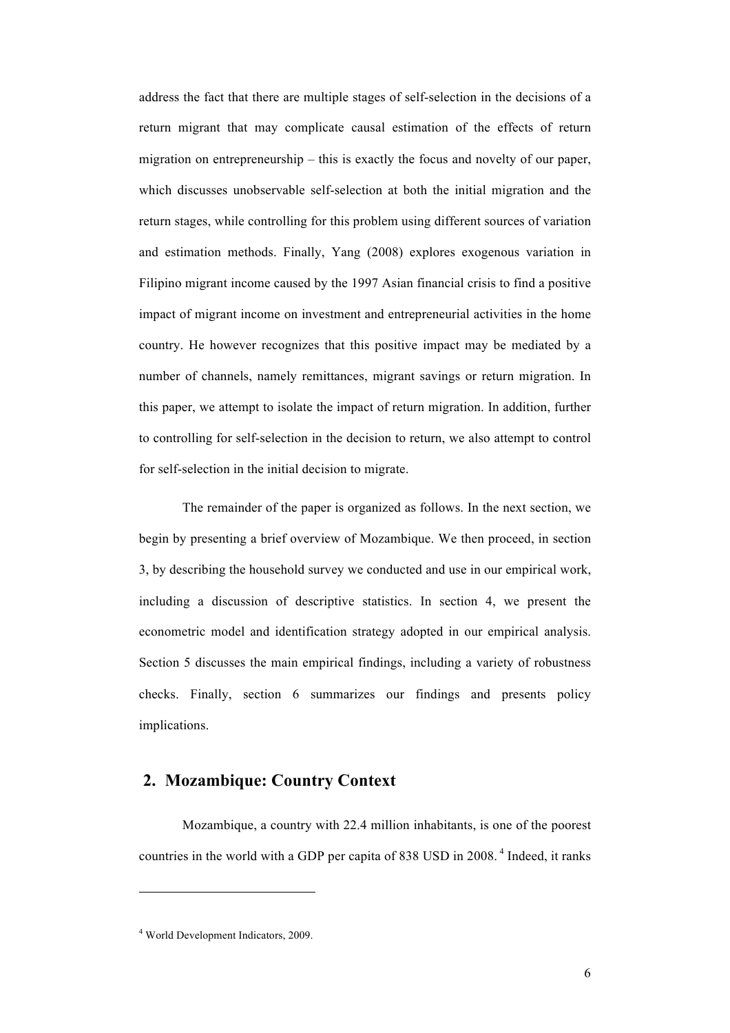address the fact that there are multiple stages of self-selection in the decisions of a return migrant that may complicate causal estimation of the effects of return migration on entrepreneurship – this is exactly the focus and novelty of our paper, which discusses unobservable self-selection at both the initial migration and the return stages, while controlling for this problem using different sources of variation and estimation methods. Finally, Yang (2008) explores exogenous variation in Filipino migrant income caused by the 1997 Asian financial crisis to find a positive impact of migrant income on investment and entrepreneurial activities in the home country. He however recognizes that this positive impact may be mediated by a number of channels, namely remittances, migrant savings or return migration. In this paper, we attempt to isolate the impact of return migration. In addition, further to controlling for self-selection in the decision to return, we also attempt to control for self-selection in the initial decision to migrate.

The remainder of the paper is organized as follows. In the next section, we begin by presenting a brief overview of Mozambique. We then proceed, in section 3, by describing the household survey we conducted and use in our empirical work, including a discussion of descriptive statistics. In section 4, we present the econometric model and identification strategy adopted in our empirical analysis. Section 5 discusses the main empirical findings, including a variety of robustness checks. Finally, section 6 summarizes our findings and presents policy implications.

## 2. Mozambique: Country Context

Mozambique, a country with 22.4 million inhabitants, is one of the poorest countries in the world with a GDP per capita of 838 USD in 2008.[4] Indeed, it ranks

[4] World Development Indicators, 2009.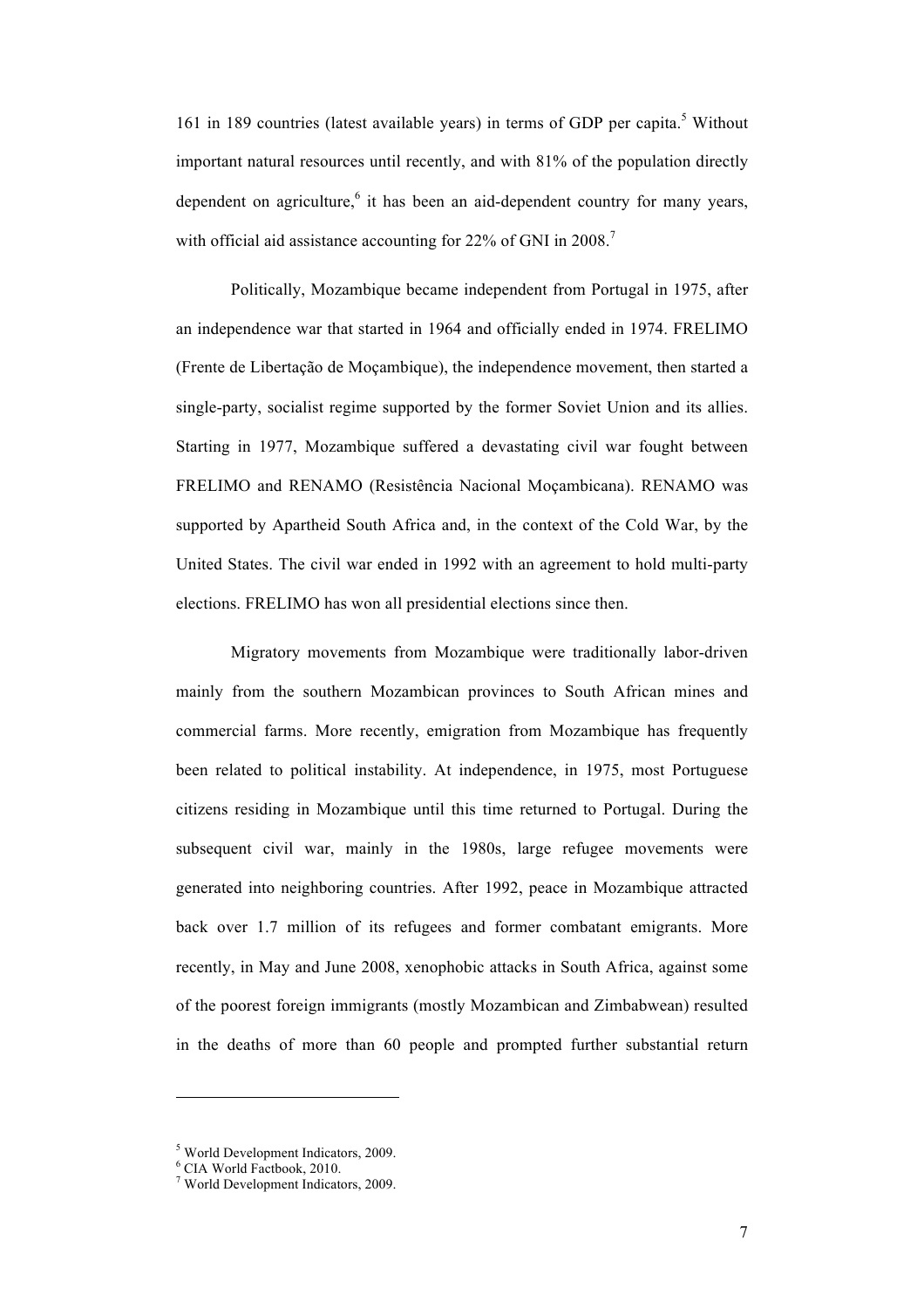161 in 189 countries (latest available years) in terms of GDP per capita.[5] Without important natural resources until recently, and with 81% of the population directly dependent on agriculture,[6] it has been an aid-dependent country for many years, with official aid assistance accounting for 22% of GNI in 2008.[7]

Politically, Mozambique became independent from Portugal in 1975, after an independence war that started in 1964 and officially ended in 1974. FRELIMO (Frente de Libertação de Moçambique), the independence movement, then started a single-party, socialist regime supported by the former Soviet Union and its allies. Starting in 1977, Mozambique suffered a devastating civil war fought between FRELIMO and RENAMO (Resistência Nacional Moçambicana). RENAMO was supported by Apartheid South Africa and, in the context of the Cold War, by the United States. The civil war ended in 1992 with an agreement to hold multi-party elections. FRELIMO has won all presidential elections since then.

Migratory movements from Mozambique were traditionally labor-driven mainly from the southern Mozambican provinces to South African mines and commercial farms. More recently, emigration from Mozambique has frequently been related to political instability. At independence, in 1975, most Portuguese citizens residing in Mozambique until this time returned to Portugal. During the subsequent civil war, mainly in the 1980s, large refugee movements were generated into neighboring countries. After 1992, peace in Mozambique attracted back over 1.7 million of its refugees and former combatant emigrants. More recently, in May and June 2008, xenophobic attacks in South Africa, against some of the poorest foreign immigrants (mostly Mozambican and Zimbabwean) resulted in the deaths of more than 60 people and prompted further substantial return

[5] World Development Indicators, 2009.
[6] CIA World Factbook, 2010.
[7] World Development Indicators, 2009.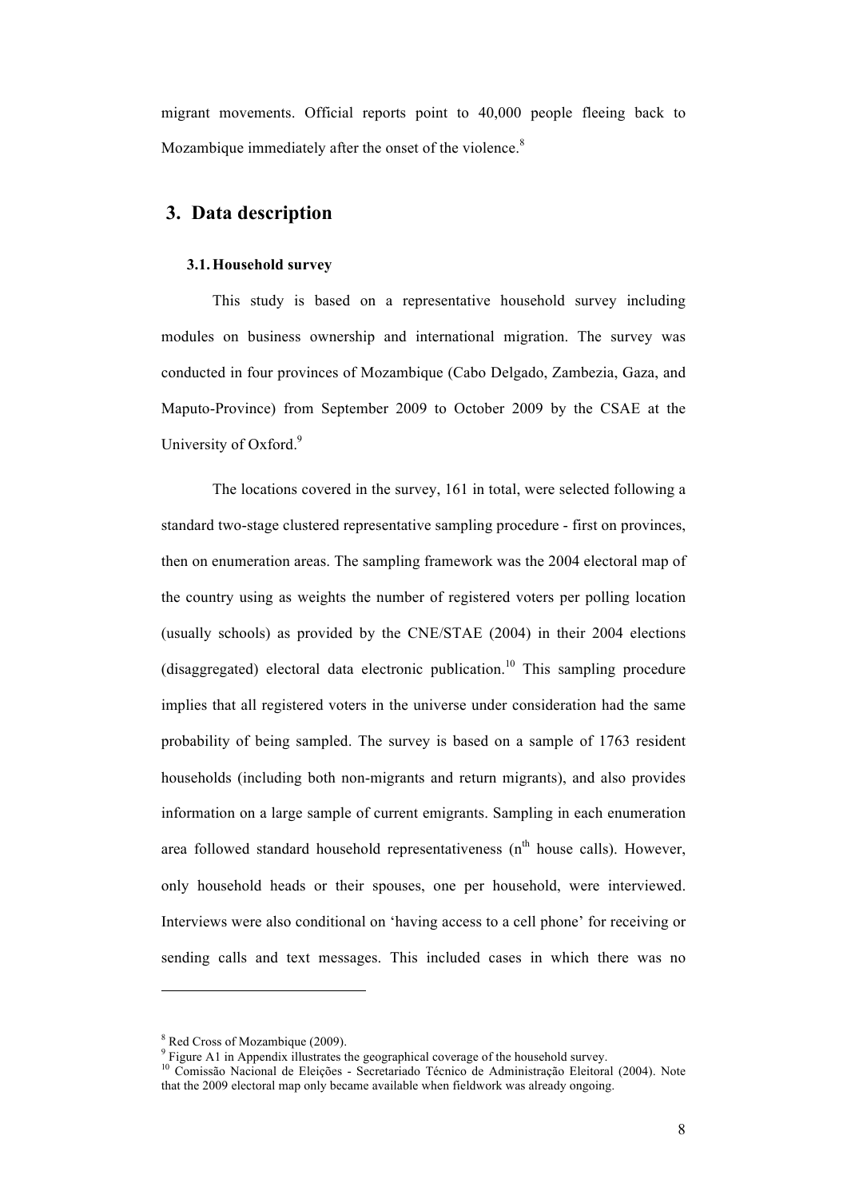migrant movements. Official reports point to 40,000 people fleeing back to Mozambique immediately after the onset of the violence.[8]

## 3. Data description

### 3.1. Household survey

This study is based on a representative household survey including modules on business ownership and international migration. The survey was conducted in four provinces of Mozambique (Cabo Delgado, Zambezia, Gaza, and Maputo-Province) from September 2009 to October 2009 by the CSAE at the University of Oxford.[9]

The locations covered in the survey, 161 in total, were selected following a standard two-stage clustered representative sampling procedure - first on provinces, then on enumeration areas. The sampling framework was the 2004 electoral map of the country using as weights the number of registered voters per polling location (usually schools) as provided by the CNE/STAE (2004) in their 2004 elections (disaggregated) electoral data electronic publication.[10] This sampling procedure implies that all registered voters in the universe under consideration had the same probability of being sampled. The survey is based on a sample of 1763 resident households (including both non-migrants and return migrants), and also provides information on a large sample of current emigrants. Sampling in each enumeration area followed standard household representativeness ($n^{th}$ house calls). However, only household heads or their spouses, one per household, were interviewed. Interviews were also conditional on 'having access to a cell phone' for receiving or sending calls and text messages. This included cases in which there was no

---

[8] Red Cross of Mozambique (2009).

[9] Figure A1 in Appendix illustrates the geographical coverage of the household survey.

[10] Comissão Nacional de Eleições - Secretariado Técnico de Administração Eleitoral (2004). Note that the 2009 electoral map only became available when fieldwork was already ongoing.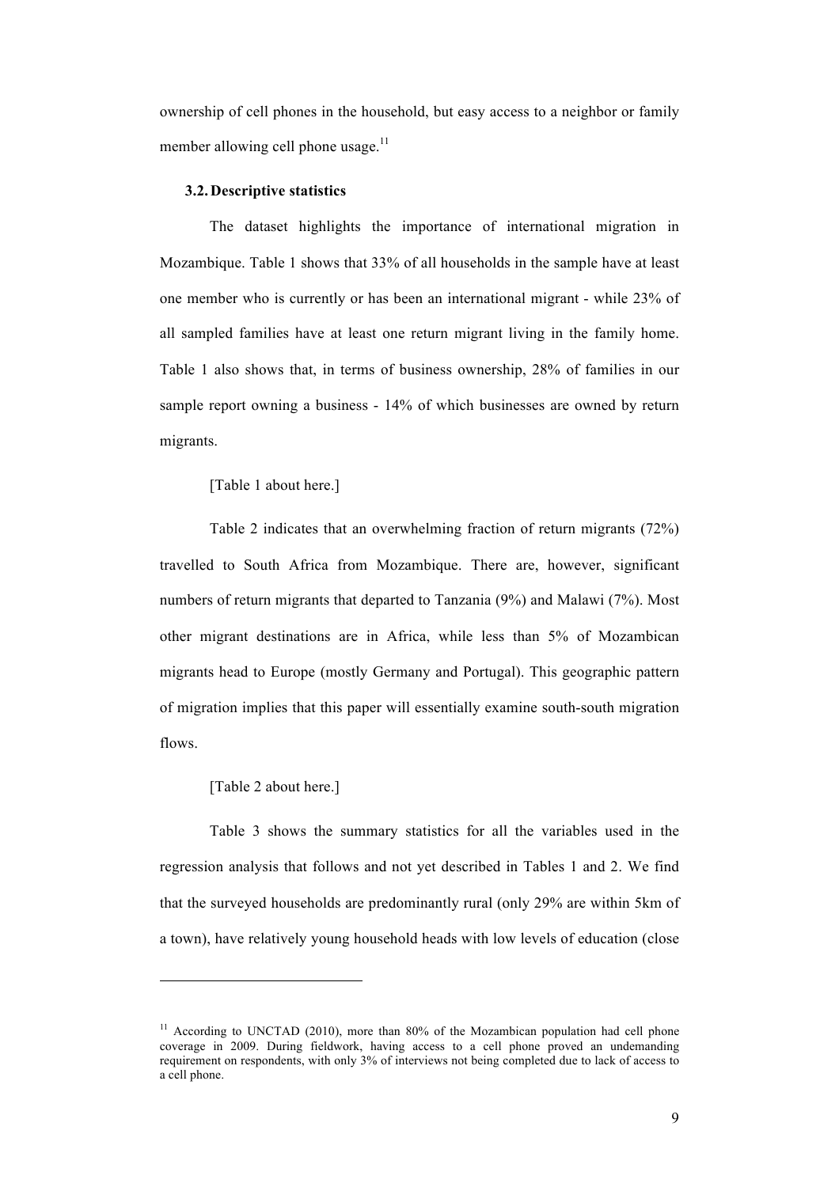ownership of cell phones in the household, but easy access to a neighbor or family member allowing cell phone usage.[11]

### 3.2. Descriptive statistics

The dataset highlights the importance of international migration in Mozambique. Table 1 shows that 33% of all households in the sample have at least one member who is currently or has been an international migrant - while 23% of all sampled families have at least one return migrant living in the family home. Table 1 also shows that, in terms of business ownership, 28% of families in our sample report owning a business - 14% of which businesses are owned by return migrants.

[Table 1 about here.]

Table 2 indicates that an overwhelming fraction of return migrants (72%) travelled to South Africa from Mozambique. There are, however, significant numbers of return migrants that departed to Tanzania (9%) and Malawi (7%). Most other migrant destinations are in Africa, while less than 5% of Mozambican migrants head to Europe (mostly Germany and Portugal). This geographic pattern of migration implies that this paper will essentially examine south-south migration flows.

[Table 2 about here.]

Table 3 shows the summary statistics for all the variables used in the regression analysis that follows and not yet described in Tables 1 and 2. We find that the surveyed households are predominantly rural (only 29% are within 5km of a town), have relatively young household heads with low levels of education (close

---

[11] According to UNCTAD (2010), more than 80% of the Mozambican population had cell phone coverage in 2009. During fieldwork, having access to a cell phone proved an undemanding requirement on respondents, with only 3% of interviews not being completed due to lack of access to a cell phone.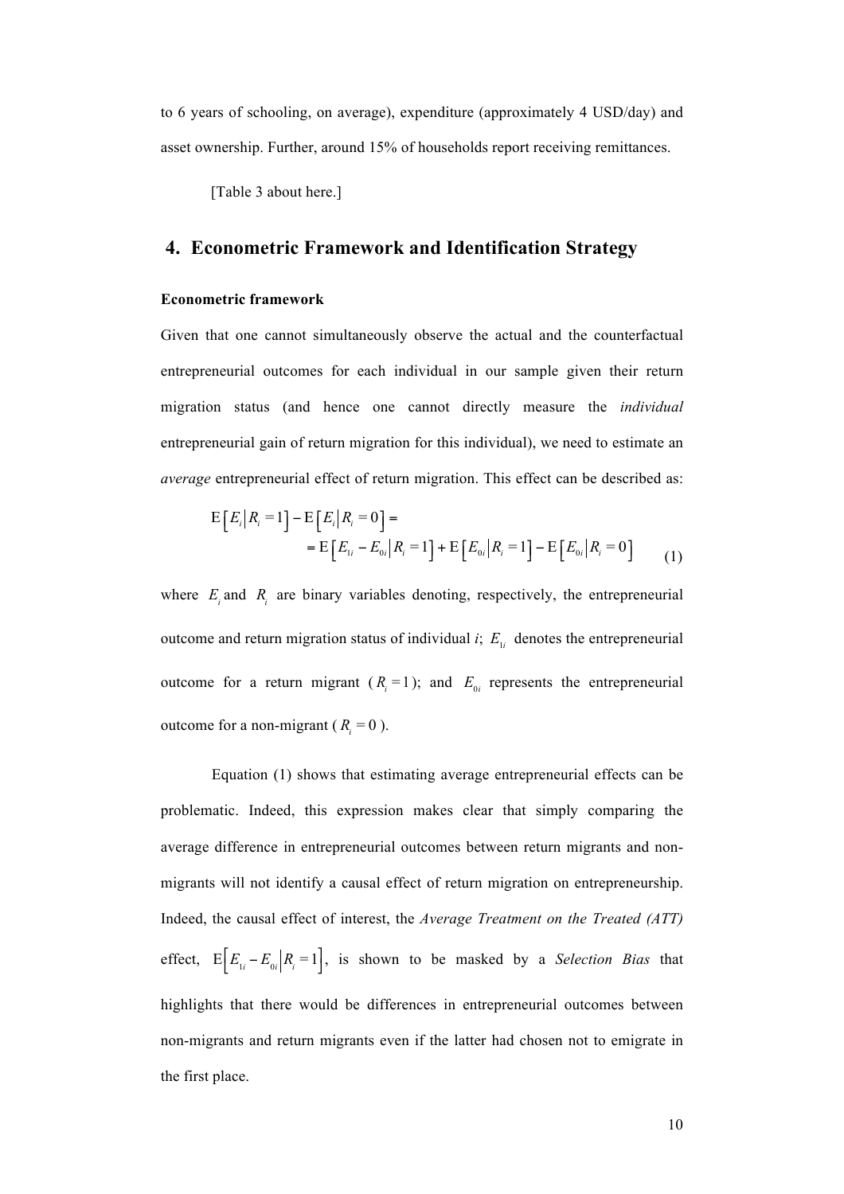to 6 years of schooling, on average), expenditure (approximately 4 USD/day) and asset ownership. Further, around 15% of households report receiving remittances.

[Table 3 about here.]

## 4. Econometric Framework and Identification Strategy

**Econometric framework**

Given that one cannot simultaneously observe the actual and the counterfactual entrepreneurial outcomes for each individual in our sample given their return migration status (and hence one cannot directly measure the *individual* entrepreneurial gain of return migration for this individual), we need to estimate an *average* entrepreneurial effect of return migration. This effect can be described as:

$$\begin{aligned} &\mathrm{E}\left[E_i \middle| R_i = 1\right] - \mathrm{E}\left[E_i \middle| R_i = 0\right] = \\ &\quad = \mathrm{E}\left[E_{1i} - E_{0i} \middle| R_i = 1\right] + \mathrm{E}\left[E_{0i} \middle| R_i = 1\right] - \mathrm{E}\left[E_{0i} \middle| R_i = 0\right] \end{aligned} \tag{1}$$

where $E_i$ and $R_i$ are binary variables denoting, respectively, the entrepreneurial outcome and return migration status of individual *i*; $E_{1i}$ denotes the entrepreneurial outcome for a return migrant ($R_i = 1$); and $E_{0i}$ represents the entrepreneurial outcome for a non-migrant ($R_i = 0$).

Equation (1) shows that estimating average entrepreneurial effects can be problematic. Indeed, this expression makes clear that simply comparing the average difference in entrepreneurial outcomes between return migrants and non-migrants will not identify a causal effect of return migration on entrepreneurship. Indeed, the causal effect of interest, the *Average Treatment on the Treated (ATT)* effect, $\mathrm{E}\left[E_{1i} - E_{0i} \middle| R_i = 1\right]$, is shown to be masked by a *Selection Bias* that highlights that there would be differences in entrepreneurial outcomes between non-migrants and return migrants even if the latter had chosen not to emigrate in the first place.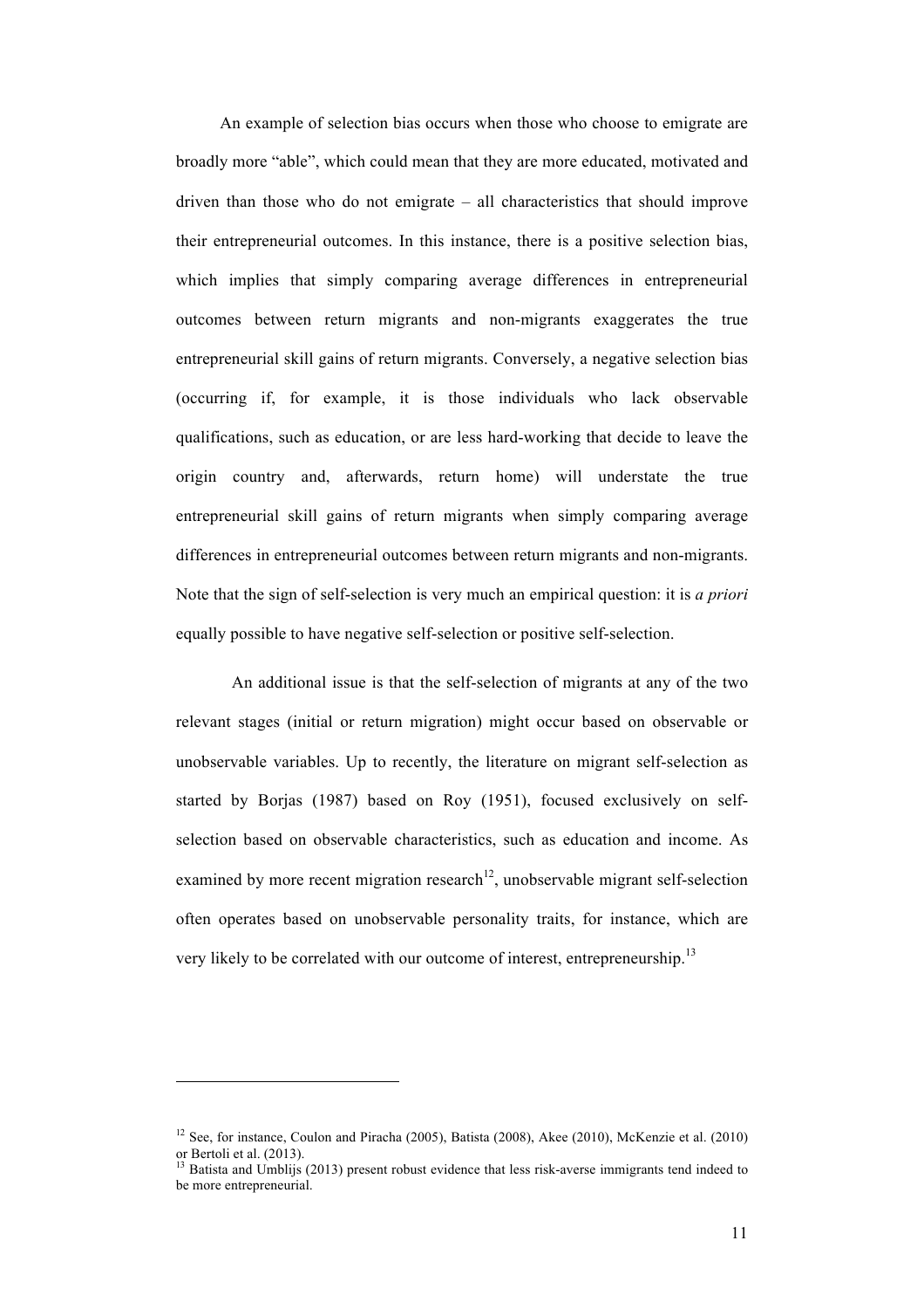An example of selection bias occurs when those who choose to emigrate are broadly more "able", which could mean that they are more educated, motivated and driven than those who do not emigrate – all characteristics that should improve their entrepreneurial outcomes. In this instance, there is a positive selection bias, which implies that simply comparing average differences in entrepreneurial outcomes between return migrants and non-migrants exaggerates the true entrepreneurial skill gains of return migrants. Conversely, a negative selection bias (occurring if, for example, it is those individuals who lack observable qualifications, such as education, or are less hard-working that decide to leave the origin country and, afterwards, return home) will understate the true entrepreneurial skill gains of return migrants when simply comparing average differences in entrepreneurial outcomes between return migrants and non-migrants. Note that the sign of self-selection is very much an empirical question: it is *a priori* equally possible to have negative self-selection or positive self-selection.

An additional issue is that the self-selection of migrants at any of the two relevant stages (initial or return migration) might occur based on observable or unobservable variables. Up to recently, the literature on migrant self-selection as started by Borjas (1987) based on Roy (1951), focused exclusively on self-selection based on observable characteristics, such as education and income. As examined by more recent migration research[12], unobservable migrant self-selection often operates based on unobservable personality traits, for instance, which are very likely to be correlated with our outcome of interest, entrepreneurship.[13]

---

[12] See, for instance, Coulon and Piracha (2005), Batista (2008), Akee (2010), McKenzie et al. (2010) or Bertoli et al. (2013).

[13] Batista and Umblijs (2013) present robust evidence that less risk-averse immigrants tend indeed to be more entrepreneurial.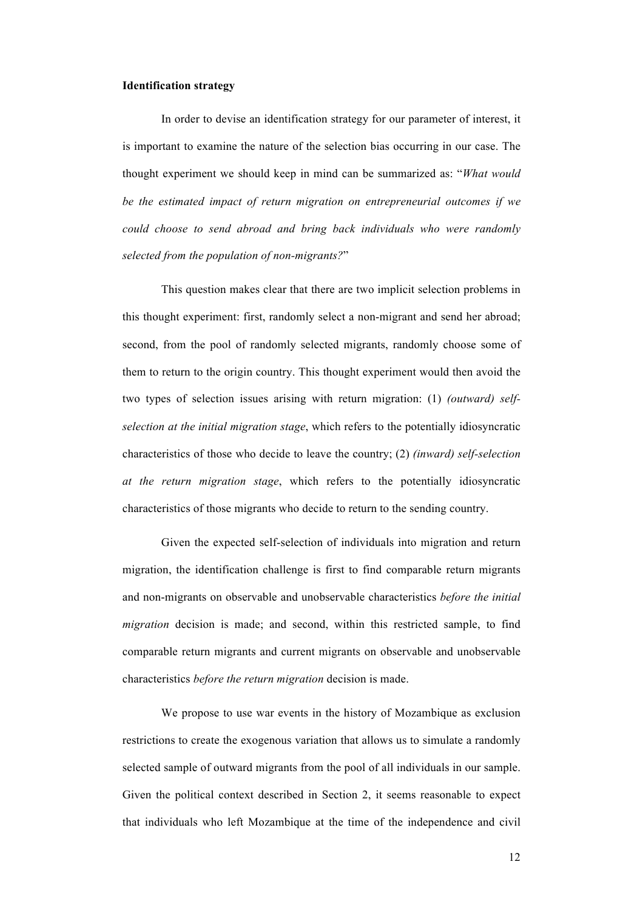**Identification strategy**

In order to devise an identification strategy for our parameter of interest, it is important to examine the nature of the selection bias occurring in our case. The thought experiment we should keep in mind can be summarized as: "*What would be the estimated impact of return migration on entrepreneurial outcomes if we could choose to send abroad and bring back individuals who were randomly selected from the population of non-migrants?*"

This question makes clear that there are two implicit selection problems in this thought experiment: first, randomly select a non-migrant and send her abroad; second, from the pool of randomly selected migrants, randomly choose some of them to return to the origin country. This thought experiment would then avoid the two types of selection issues arising with return migration: (1) *(outward) self-selection at the initial migration stage*, which refers to the potentially idiosyncratic characteristics of those who decide to leave the country; (2) *(inward) self-selection at the return migration stage*, which refers to the potentially idiosyncratic characteristics of those migrants who decide to return to the sending country.

Given the expected self-selection of individuals into migration and return migration, the identification challenge is first to find comparable return migrants and non-migrants on observable and unobservable characteristics *before the initial migration* decision is made; and second, within this restricted sample, to find comparable return migrants and current migrants on observable and unobservable characteristics *before the return migration* decision is made.

We propose to use war events in the history of Mozambique as exclusion restrictions to create the exogenous variation that allows us to simulate a randomly selected sample of outward migrants from the pool of all individuals in our sample. Given the political context described in Section 2, it seems reasonable to expect that individuals who left Mozambique at the time of the independence and civil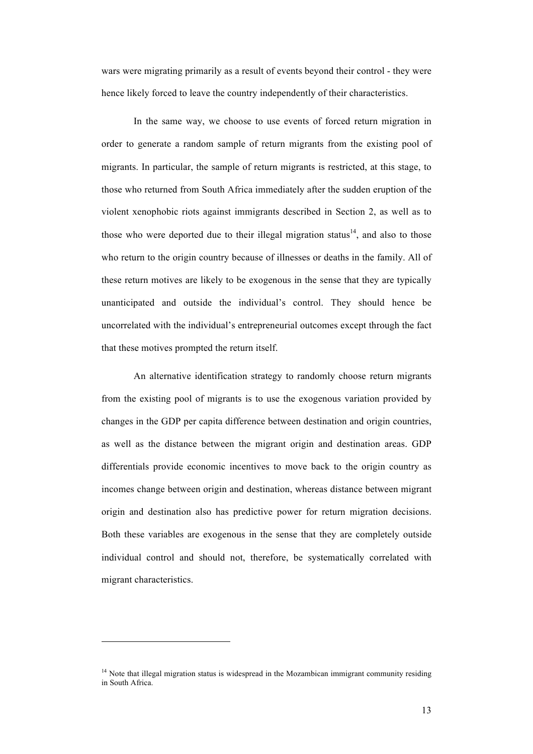wars were migrating primarily as a result of events beyond their control - they were hence likely forced to leave the country independently of their characteristics.

In the same way, we choose to use events of forced return migration in order to generate a random sample of return migrants from the existing pool of migrants. In particular, the sample of return migrants is restricted, at this stage, to those who returned from South Africa immediately after the sudden eruption of the violent xenophobic riots against immigrants described in Section 2, as well as to those who were deported due to their illegal migration status[14], and also to those who return to the origin country because of illnesses or deaths in the family. All of these return motives are likely to be exogenous in the sense that they are typically unanticipated and outside the individual's control. They should hence be uncorrelated with the individual's entrepreneurial outcomes except through the fact that these motives prompted the return itself.

An alternative identification strategy to randomly choose return migrants from the existing pool of migrants is to use the exogenous variation provided by changes in the GDP per capita difference between destination and origin countries, as well as the distance between the migrant origin and destination areas. GDP differentials provide economic incentives to move back to the origin country as incomes change between origin and destination, whereas distance between migrant origin and destination also has predictive power for return migration decisions. Both these variables are exogenous in the sense that they are completely outside individual control and should not, therefore, be systematically correlated with migrant characteristics.

---

[14] Note that illegal migration status is widespread in the Mozambican immigrant community residing in South Africa.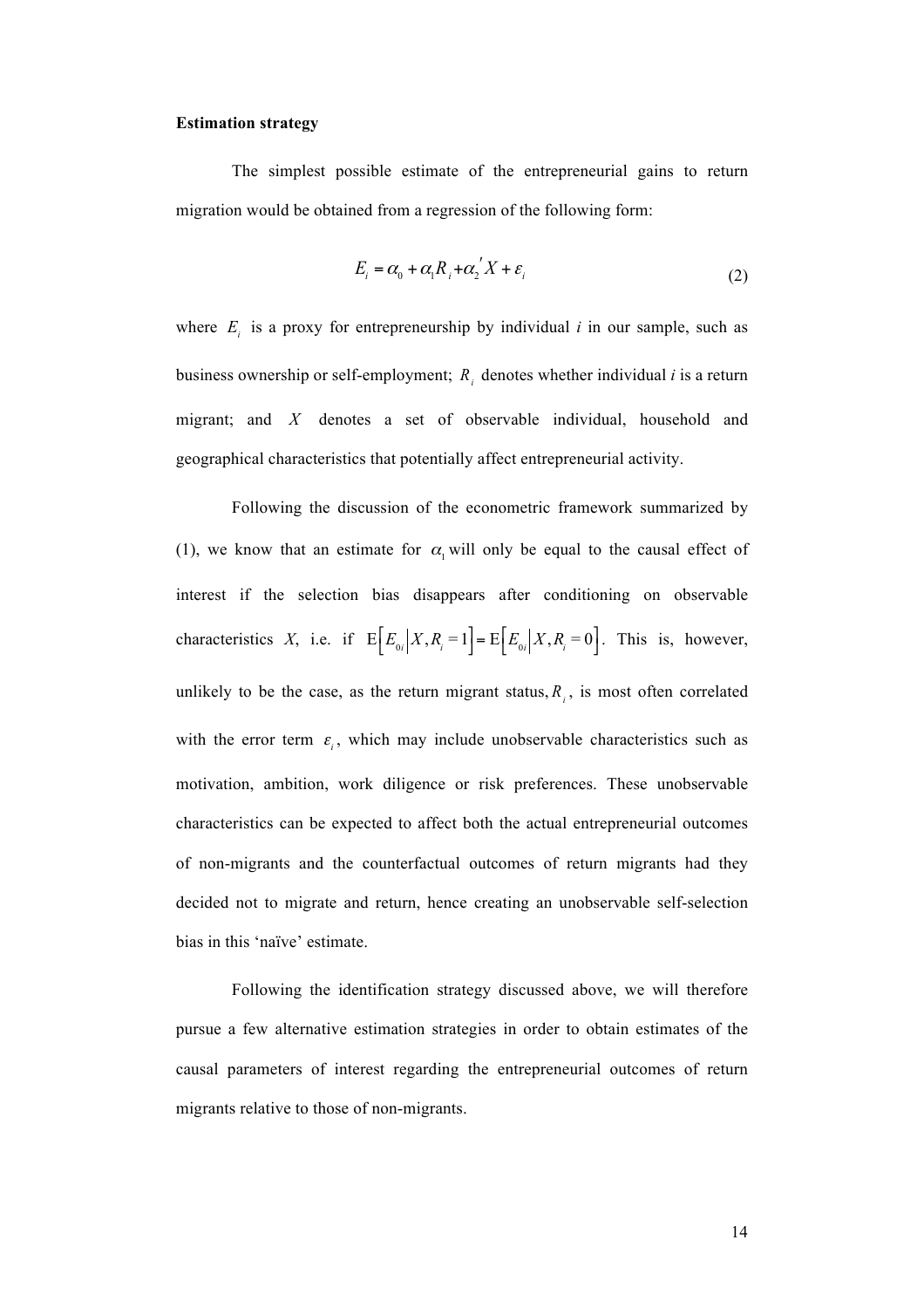**Estimation strategy**

The simplest possible estimate of the entrepreneurial gains to return migration would be obtained from a regression of the following form:

$$E_i = \alpha_0 + \alpha_1 R_i + \alpha_2' X + \varepsilon_i \tag{2}$$

where $E_i$ is a proxy for entrepreneurship by individual *i* in our sample, such as business ownership or self-employment; $R_i$ denotes whether individual *i* is a return migrant; and $X$ denotes a set of observable individual, household and geographical characteristics that potentially affect entrepreneurial activity.

Following the discussion of the econometric framework summarized by (1), we know that an estimate for $\alpha_1$ will only be equal to the causal effect of interest if the selection bias disappears after conditioning on observable characteristics *X*, i.e. if $\mathrm{E}\left[E_{0i}\middle|X, R_i = 1\right] = \mathrm{E}\left[E_{0i}\middle|X, R_i = 0\right]$. This is, however, unlikely to be the case, as the return migrant status, $R_i$, is most often correlated with the error term $\varepsilon_i$, which may include unobservable characteristics such as motivation, ambition, work diligence or risk preferences. These unobservable characteristics can be expected to affect both the actual entrepreneurial outcomes of non-migrants and the counterfactual outcomes of return migrants had they decided not to migrate and return, hence creating an unobservable self-selection bias in this 'naïve' estimate.

Following the identification strategy discussed above, we will therefore pursue a few alternative estimation strategies in order to obtain estimates of the causal parameters of interest regarding the entrepreneurial outcomes of return migrants relative to those of non-migrants.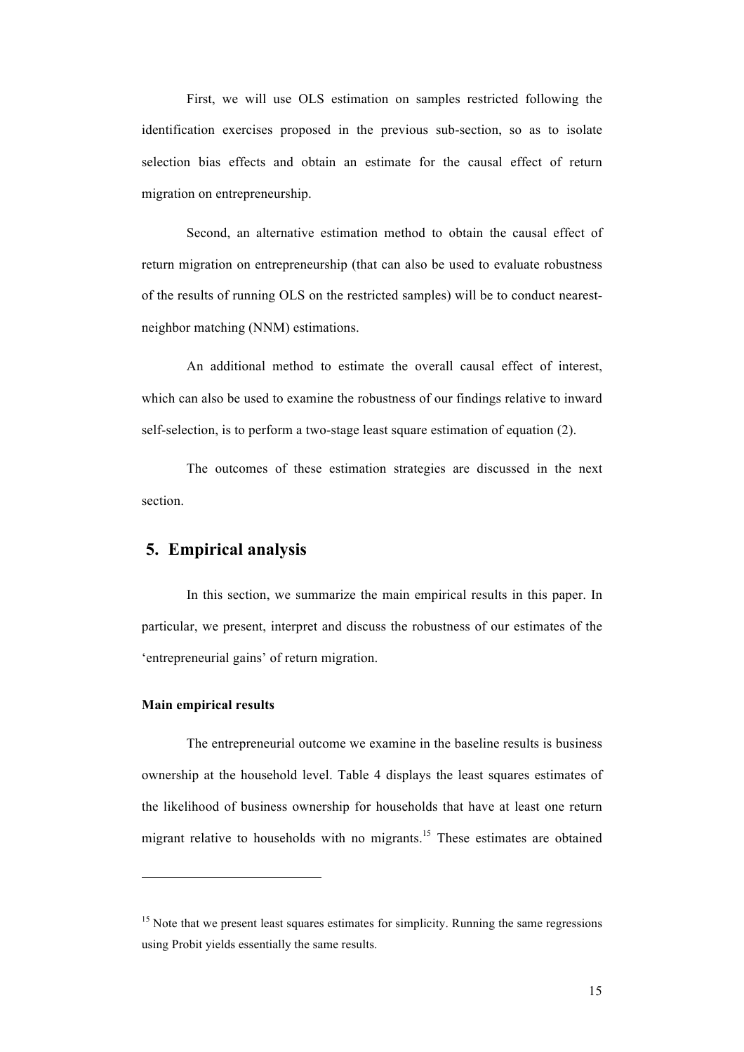First, we will use OLS estimation on samples restricted following the identification exercises proposed in the previous sub-section, so as to isolate selection bias effects and obtain an estimate for the causal effect of return migration on entrepreneurship.

Second, an alternative estimation method to obtain the causal effect of return migration on entrepreneurship (that can also be used to evaluate robustness of the results of running OLS on the restricted samples) will be to conduct nearest-neighbor matching (NNM) estimations.

An additional method to estimate the overall causal effect of interest, which can also be used to examine the robustness of our findings relative to inward self-selection, is to perform a two-stage least square estimation of equation (2).

The outcomes of these estimation strategies are discussed in the next section.

## 5. Empirical analysis

In this section, we summarize the main empirical results in this paper. In particular, we present, interpret and discuss the robustness of our estimates of the 'entrepreneurial gains' of return migration.

**Main empirical results**

The entrepreneurial outcome we examine in the baseline results is business ownership at the household level. Table 4 displays the least squares estimates of the likelihood of business ownership for households that have at least one return migrant relative to households with no migrants.[15] These estimates are obtained

---

[15] Note that we present least squares estimates for simplicity. Running the same regressions using Probit yields essentially the same results.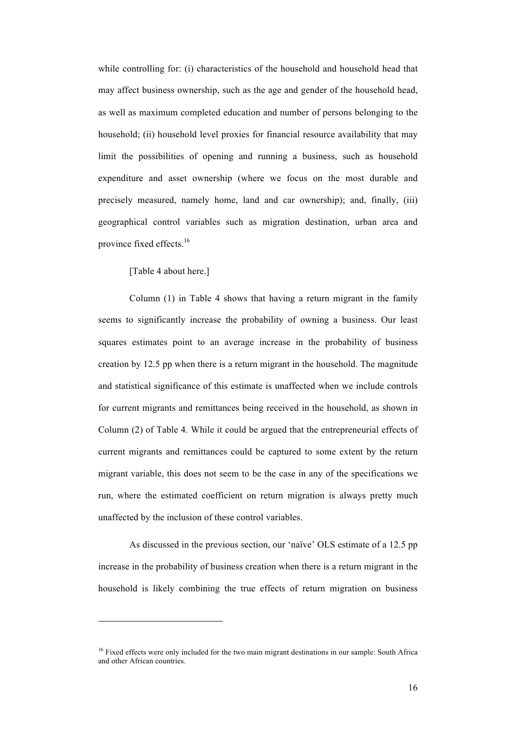while controlling for: (i) characteristics of the household and household head that may affect business ownership, such as the age and gender of the household head, as well as maximum completed education and number of persons belonging to the household; (ii) household level proxies for financial resource availability that may limit the possibilities of opening and running a business, such as household expenditure and asset ownership (where we focus on the most durable and precisely measured, namely home, land and car ownership); and, finally, (iii) geographical control variables such as migration destination, urban area and province fixed effects.[16]

[Table 4 about here.]

Column (1) in Table 4 shows that having a return migrant in the family seems to significantly increase the probability of owning a business. Our least squares estimates point to an average increase in the probability of business creation by 12.5 pp when there is a return migrant in the household. The magnitude and statistical significance of this estimate is unaffected when we include controls for current migrants and remittances being received in the household, as shown in Column (2) of Table 4. While it could be argued that the entrepreneurial effects of current migrants and remittances could be captured to some extent by the return migrant variable, this does not seem to be the case in any of the specifications we run, where the estimated coefficient on return migration is always pretty much unaffected by the inclusion of these control variables.

As discussed in the previous section, our 'naïve' OLS estimate of a 12.5 pp increase in the probability of business creation when there is a return migrant in the household is likely combining the true effects of return migration on business

[16] Fixed effects were only included for the two main migrant destinations in our sample: South Africa and other African countries.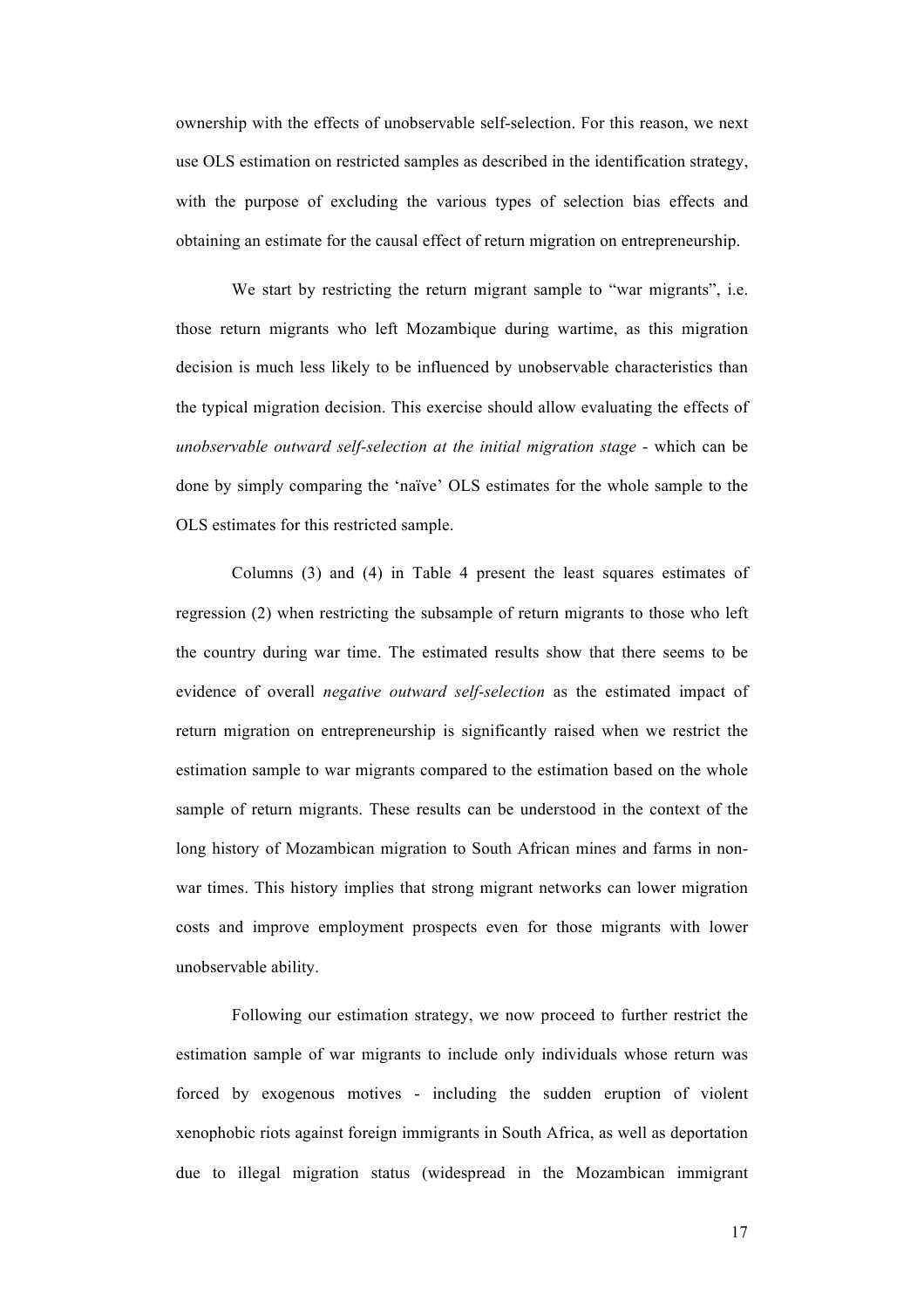ownership with the effects of unobservable self-selection. For this reason, we next use OLS estimation on restricted samples as described in the identification strategy, with the purpose of excluding the various types of selection bias effects and obtaining an estimate for the causal effect of return migration on entrepreneurship.

We start by restricting the return migrant sample to "war migrants", i.e. those return migrants who left Mozambique during wartime, as this migration decision is much less likely to be influenced by unobservable characteristics than the typical migration decision. This exercise should allow evaluating the effects of *unobservable outward self-selection at the initial migration stage* - which can be done by simply comparing the 'naïve' OLS estimates for the whole sample to the OLS estimates for this restricted sample.

Columns (3) and (4) in Table 4 present the least squares estimates of regression (2) when restricting the subsample of return migrants to those who left the country during war time. The estimated results show that there seems to be evidence of overall *negative outward self-selection* as the estimated impact of return migration on entrepreneurship is significantly raised when we restrict the estimation sample to war migrants compared to the estimation based on the whole sample of return migrants. These results can be understood in the context of the long history of Mozambican migration to South African mines and farms in non-war times. This history implies that strong migrant networks can lower migration costs and improve employment prospects even for those migrants with lower unobservable ability.

Following our estimation strategy, we now proceed to further restrict the estimation sample of war migrants to include only individuals whose return was forced by exogenous motives - including the sudden eruption of violent xenophobic riots against foreign immigrants in South Africa, as well as deportation due to illegal migration status (widespread in the Mozambican immigrant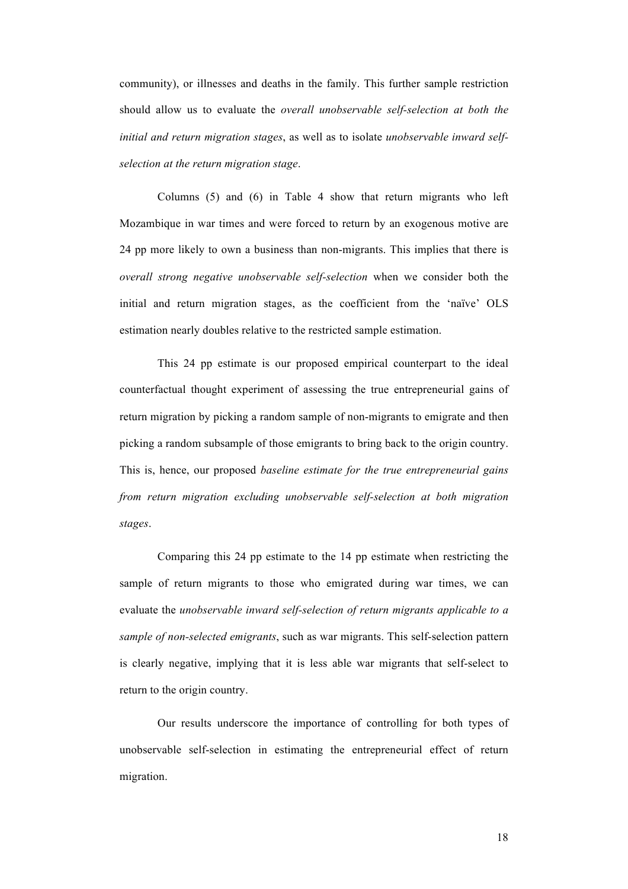community), or illnesses and deaths in the family. This further sample restriction should allow us to evaluate the *overall unobservable self-selection at both the initial and return migration stages*, as well as to isolate *unobservable inward self-selection at the return migration stage*.

Columns (5) and (6) in Table 4 show that return migrants who left Mozambique in war times and were forced to return by an exogenous motive are 24 pp more likely to own a business than non-migrants. This implies that there is *overall strong negative unobservable self-selection* when we consider both the initial and return migration stages, as the coefficient from the 'naïve' OLS estimation nearly doubles relative to the restricted sample estimation.

This 24 pp estimate is our proposed empirical counterpart to the ideal counterfactual thought experiment of assessing the true entrepreneurial gains of return migration by picking a random sample of non-migrants to emigrate and then picking a random subsample of those emigrants to bring back to the origin country. This is, hence, our proposed *baseline estimate for the true entrepreneurial gains from return migration excluding unobservable self-selection at both migration stages*.

Comparing this 24 pp estimate to the 14 pp estimate when restricting the sample of return migrants to those who emigrated during war times, we can evaluate the *unobservable inward self-selection of return migrants applicable to a sample of non-selected emigrants*, such as war migrants. This self-selection pattern is clearly negative, implying that it is less able war migrants that self-select to return to the origin country.

Our results underscore the importance of controlling for both types of unobservable self-selection in estimating the entrepreneurial effect of return migration.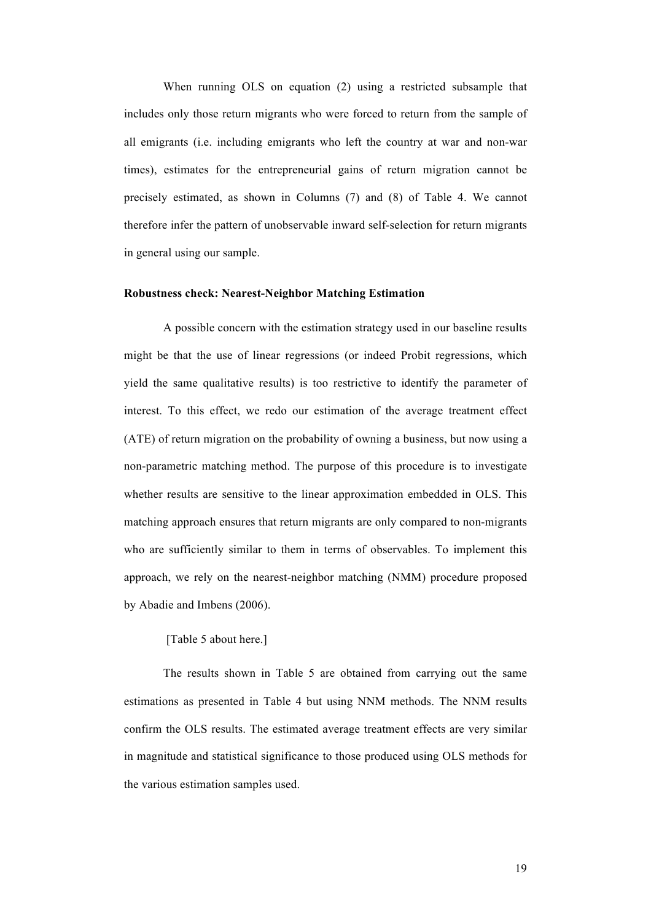When running OLS on equation (2) using a restricted subsample that includes only those return migrants who were forced to return from the sample of all emigrants (i.e. including emigrants who left the country at war and non-war times), estimates for the entrepreneurial gains of return migration cannot be precisely estimated, as shown in Columns (7) and (8) of Table 4. We cannot therefore infer the pattern of unobservable inward self-selection for return migrants in general using our sample.

**Robustness check: Nearest-Neighbor Matching Estimation**

A possible concern with the estimation strategy used in our baseline results might be that the use of linear regressions (or indeed Probit regressions, which yield the same qualitative results) is too restrictive to identify the parameter of interest. To this effect, we redo our estimation of the average treatment effect (ATE) of return migration on the probability of owning a business, but now using a non-parametric matching method. The purpose of this procedure is to investigate whether results are sensitive to the linear approximation embedded in OLS. This matching approach ensures that return migrants are only compared to non-migrants who are sufficiently similar to them in terms of observables. To implement this approach, we rely on the nearest-neighbor matching (NMM) procedure proposed by Abadie and Imbens (2006).

[Table 5 about here.]

The results shown in Table 5 are obtained from carrying out the same estimations as presented in Table 4 but using NNM methods. The NNM results confirm the OLS results. The estimated average treatment effects are very similar in magnitude and statistical significance to those produced using OLS methods for the various estimation samples used.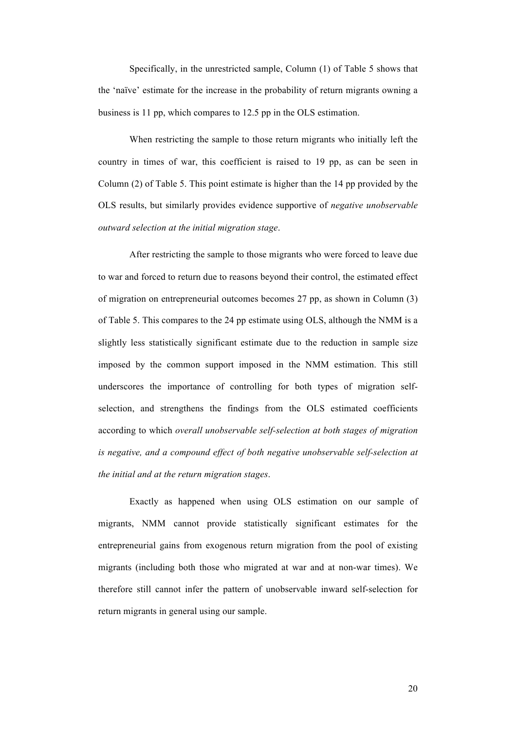Specifically, in the unrestricted sample, Column (1) of Table 5 shows that the 'naïve' estimate for the increase in the probability of return migrants owning a business is 11 pp, which compares to 12.5 pp in the OLS estimation.

When restricting the sample to those return migrants who initially left the country in times of war, this coefficient is raised to 19 pp, as can be seen in Column (2) of Table 5. This point estimate is higher than the 14 pp provided by the OLS results, but similarly provides evidence supportive of *negative unobservable outward selection at the initial migration stage*.

After restricting the sample to those migrants who were forced to leave due to war and forced to return due to reasons beyond their control, the estimated effect of migration on entrepreneurial outcomes becomes 27 pp, as shown in Column (3) of Table 5. This compares to the 24 pp estimate using OLS, although the NMM is a slightly less statistically significant estimate due to the reduction in sample size imposed by the common support imposed in the NMM estimation. This still underscores the importance of controlling for both types of migration self-selection, and strengthens the findings from the OLS estimated coefficients according to which *overall unobservable self-selection at both stages of migration is negative, and a compound effect of both negative unobservable self-selection at the initial and at the return migration stages*.

Exactly as happened when using OLS estimation on our sample of migrants, NMM cannot provide statistically significant estimates for the entrepreneurial gains from exogenous return migration from the pool of existing migrants (including both those who migrated at war and at non-war times). We therefore still cannot infer the pattern of unobservable inward self-selection for return migrants in general using our sample.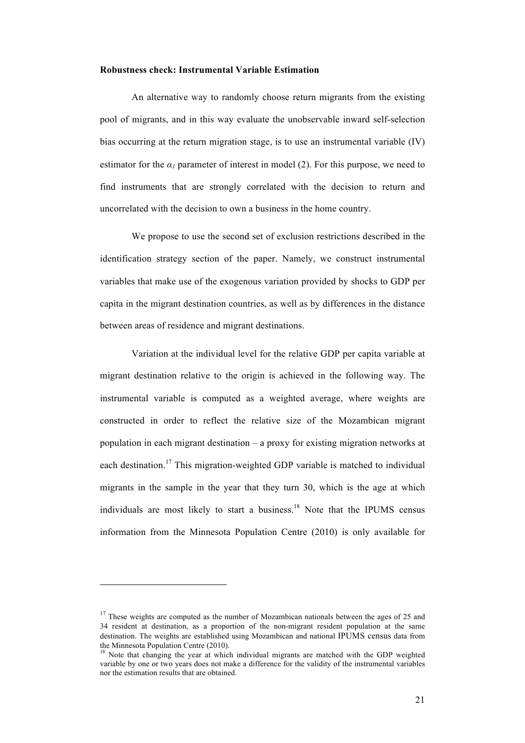**Robustness check: Instrumental Variable Estimation**

An alternative way to randomly choose return migrants from the existing pool of migrants, and in this way evaluate the unobservable inward self-selection bias occurring at the return migration stage, is to use an instrumental variable (IV) estimator for the $\alpha_1$ parameter of interest in model (2). For this purpose, we need to find instruments that are strongly correlated with the decision to return and uncorrelated with the decision to own a business in the home country.

We propose to use the second set of exclusion restrictions described in the identification strategy section of the paper. Namely, we construct instrumental variables that make use of the exogenous variation provided by shocks to GDP per capita in the migrant destination countries, as well as by differences in the distance between areas of residence and migrant destinations.

Variation at the individual level for the relative GDP per capita variable at migrant destination relative to the origin is achieved in the following way. The instrumental variable is computed as a weighted average, where weights are constructed in order to reflect the relative size of the Mozambican migrant population in each migrant destination – a proxy for existing migration networks at each destination.[17] This migration-weighted GDP variable is matched to individual migrants in the sample in the year that they turn 30, which is the age at which individuals are most likely to start a business.[18] Note that the IPUMS census information from the Minnesota Population Centre (2010) is only available for

---

[17] These weights are computed as the number of Mozambican nationals between the ages of 25 and 34 resident at destination, as a proportion of the non-migrant resident population at the same destination. The weights are established using Mozambican and national IPUMS census data from the Minnesota Population Centre (2010).

[18] Note that changing the year at which individual migrants are matched with the GDP weighted variable by one or two years does not make a difference for the validity of the instrumental variables nor the estimation results that are obtained.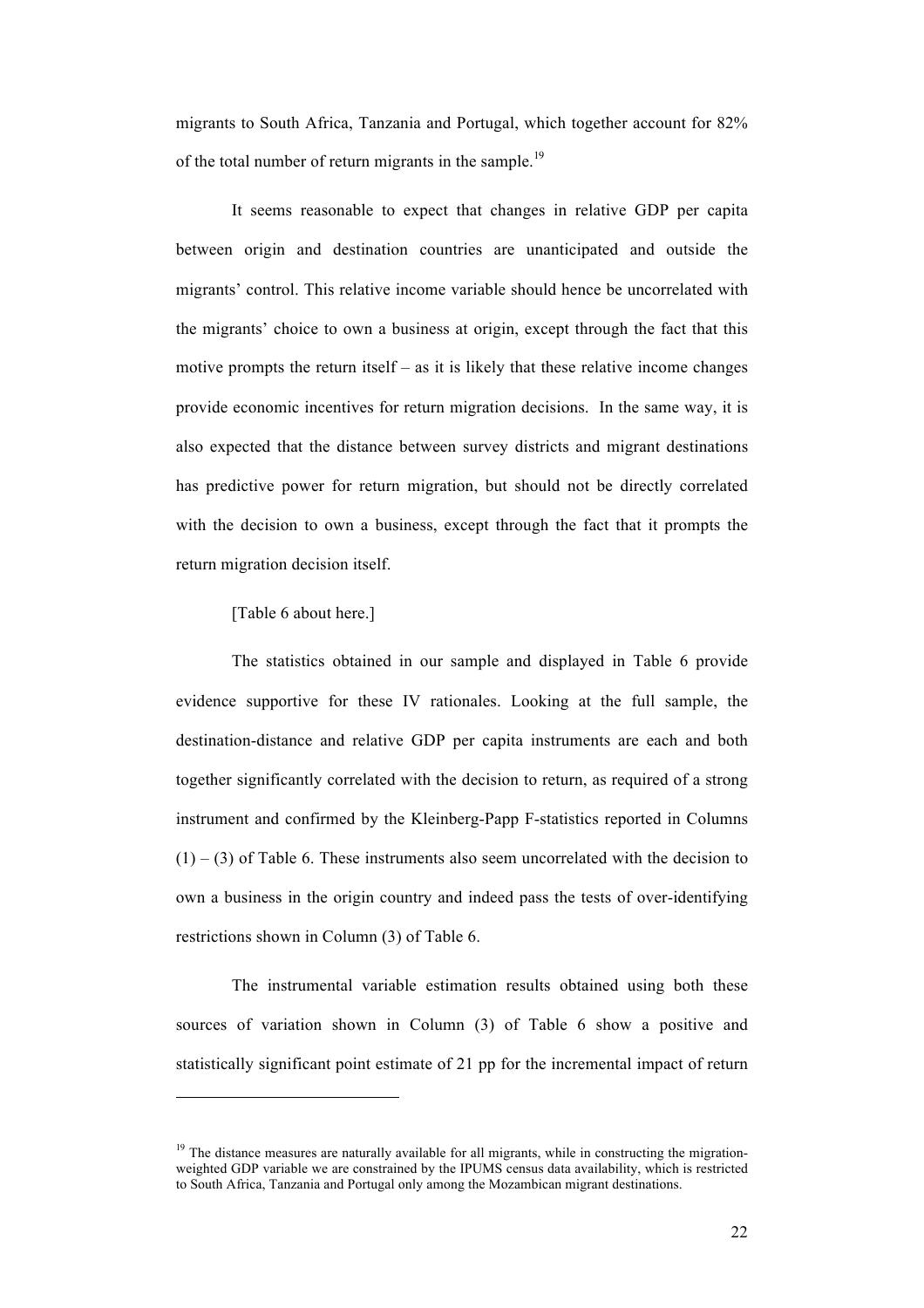migrants to South Africa, Tanzania and Portugal, which together account for 82% of the total number of return migrants in the sample.[19]

It seems reasonable to expect that changes in relative GDP per capita between origin and destination countries are unanticipated and outside the migrants' control. This relative income variable should hence be uncorrelated with the migrants' choice to own a business at origin, except through the fact that this motive prompts the return itself – as it is likely that these relative income changes provide economic incentives for return migration decisions. In the same way, it is also expected that the distance between survey districts and migrant destinations has predictive power for return migration, but should not be directly correlated with the decision to own a business, except through the fact that it prompts the return migration decision itself.

[Table 6 about here.]

The statistics obtained in our sample and displayed in Table 6 provide evidence supportive for these IV rationales. Looking at the full sample, the destination-distance and relative GDP per capita instruments are each and both together significantly correlated with the decision to return, as required of a strong instrument and confirmed by the Kleinberg-Papp F-statistics reported in Columns (1) – (3) of Table 6. These instruments also seem uncorrelated with the decision to own a business in the origin country and indeed pass the tests of over-identifying restrictions shown in Column (3) of Table 6.

The instrumental variable estimation results obtained using both these sources of variation shown in Column (3) of Table 6 show a positive and statistically significant point estimate of 21 pp for the incremental impact of return

[19] The distance measures are naturally available for all migrants, while in constructing the migration-weighted GDP variable we are constrained by the IPUMS census data availability, which is restricted to South Africa, Tanzania and Portugal only among the Mozambican migrant destinations.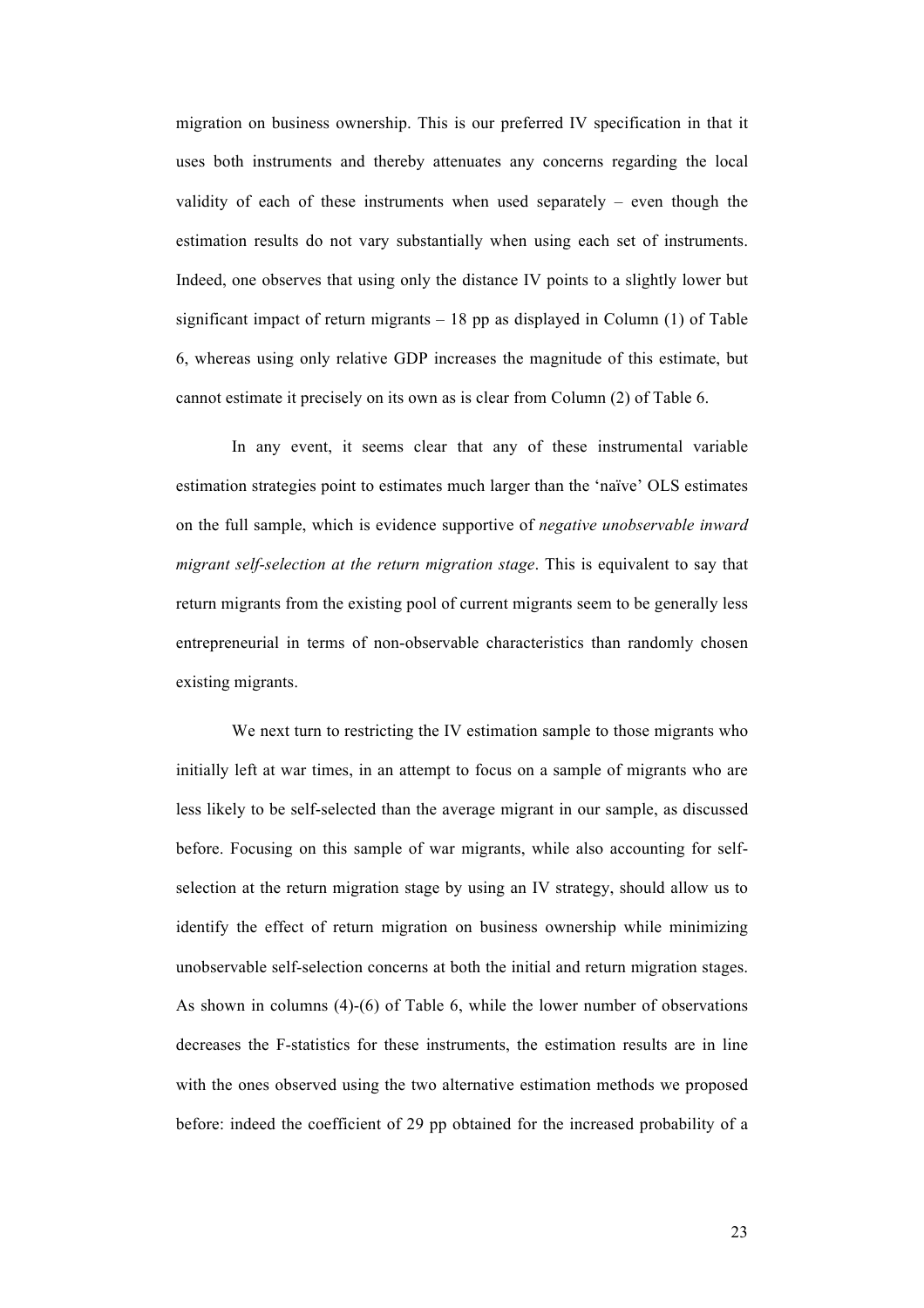migration on business ownership. This is our preferred IV specification in that it uses both instruments and thereby attenuates any concerns regarding the local validity of each of these instruments when used separately – even though the estimation results do not vary substantially when using each set of instruments. Indeed, one observes that using only the distance IV points to a slightly lower but significant impact of return migrants – 18 pp as displayed in Column (1) of Table 6, whereas using only relative GDP increases the magnitude of this estimate, but cannot estimate it precisely on its own as is clear from Column (2) of Table 6.

In any event, it seems clear that any of these instrumental variable estimation strategies point to estimates much larger than the 'naïve' OLS estimates on the full sample, which is evidence supportive of *negative unobservable inward migrant self-selection at the return migration stage*. This is equivalent to say that return migrants from the existing pool of current migrants seem to be generally less entrepreneurial in terms of non-observable characteristics than randomly chosen existing migrants.

We next turn to restricting the IV estimation sample to those migrants who initially left at war times, in an attempt to focus on a sample of migrants who are less likely to be self-selected than the average migrant in our sample, as discussed before. Focusing on this sample of war migrants, while also accounting for self-selection at the return migration stage by using an IV strategy, should allow us to identify the effect of return migration on business ownership while minimizing unobservable self-selection concerns at both the initial and return migration stages. As shown in columns (4)-(6) of Table 6, while the lower number of observations decreases the F-statistics for these instruments, the estimation results are in line with the ones observed using the two alternative estimation methods we proposed before: indeed the coefficient of 29 pp obtained for the increased probability of a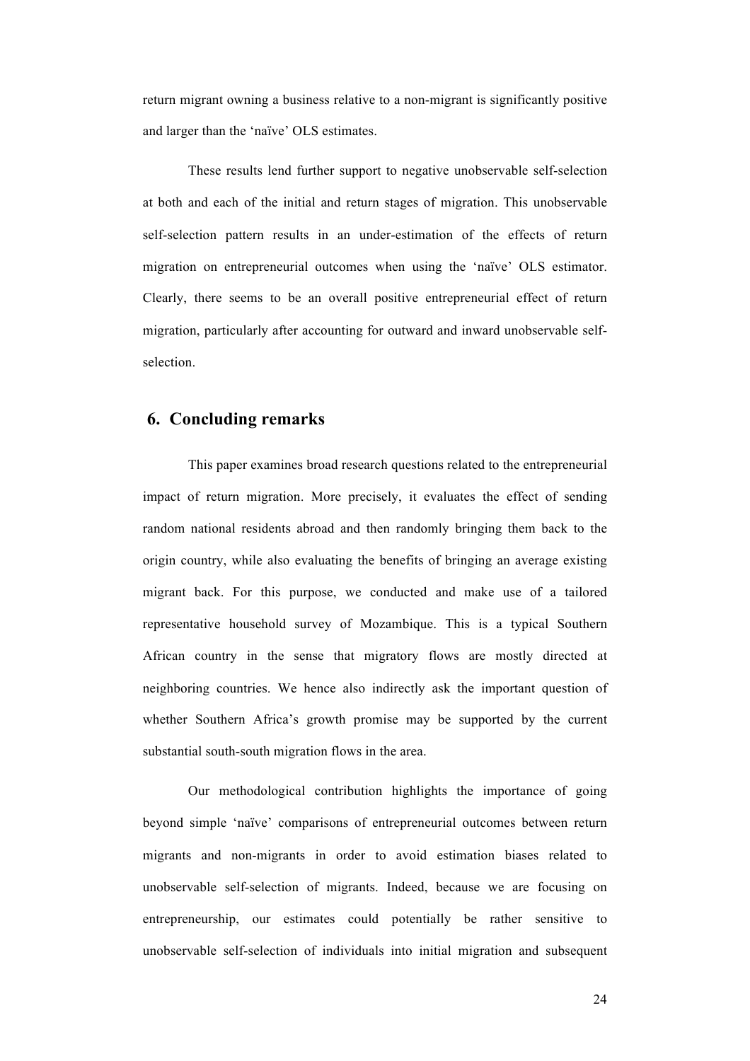return migrant owning a business relative to a non-migrant is significantly positive and larger than the 'naïve' OLS estimates.

These results lend further support to negative unobservable self-selection at both and each of the initial and return stages of migration. This unobservable self-selection pattern results in an under-estimation of the effects of return migration on entrepreneurial outcomes when using the 'naïve' OLS estimator. Clearly, there seems to be an overall positive entrepreneurial effect of return migration, particularly after accounting for outward and inward unobservable self-selection.

## 6. Concluding remarks

This paper examines broad research questions related to the entrepreneurial impact of return migration. More precisely, it evaluates the effect of sending random national residents abroad and then randomly bringing them back to the origin country, while also evaluating the benefits of bringing an average existing migrant back. For this purpose, we conducted and make use of a tailored representative household survey of Mozambique. This is a typical Southern African country in the sense that migratory flows are mostly directed at neighboring countries. We hence also indirectly ask the important question of whether Southern Africa's growth promise may be supported by the current substantial south-south migration flows in the area.

Our methodological contribution highlights the importance of going beyond simple 'naïve' comparisons of entrepreneurial outcomes between return migrants and non-migrants in order to avoid estimation biases related to unobservable self-selection of migrants. Indeed, because we are focusing on entrepreneurship, our estimates could potentially be rather sensitive to unobservable self-selection of individuals into initial migration and subsequent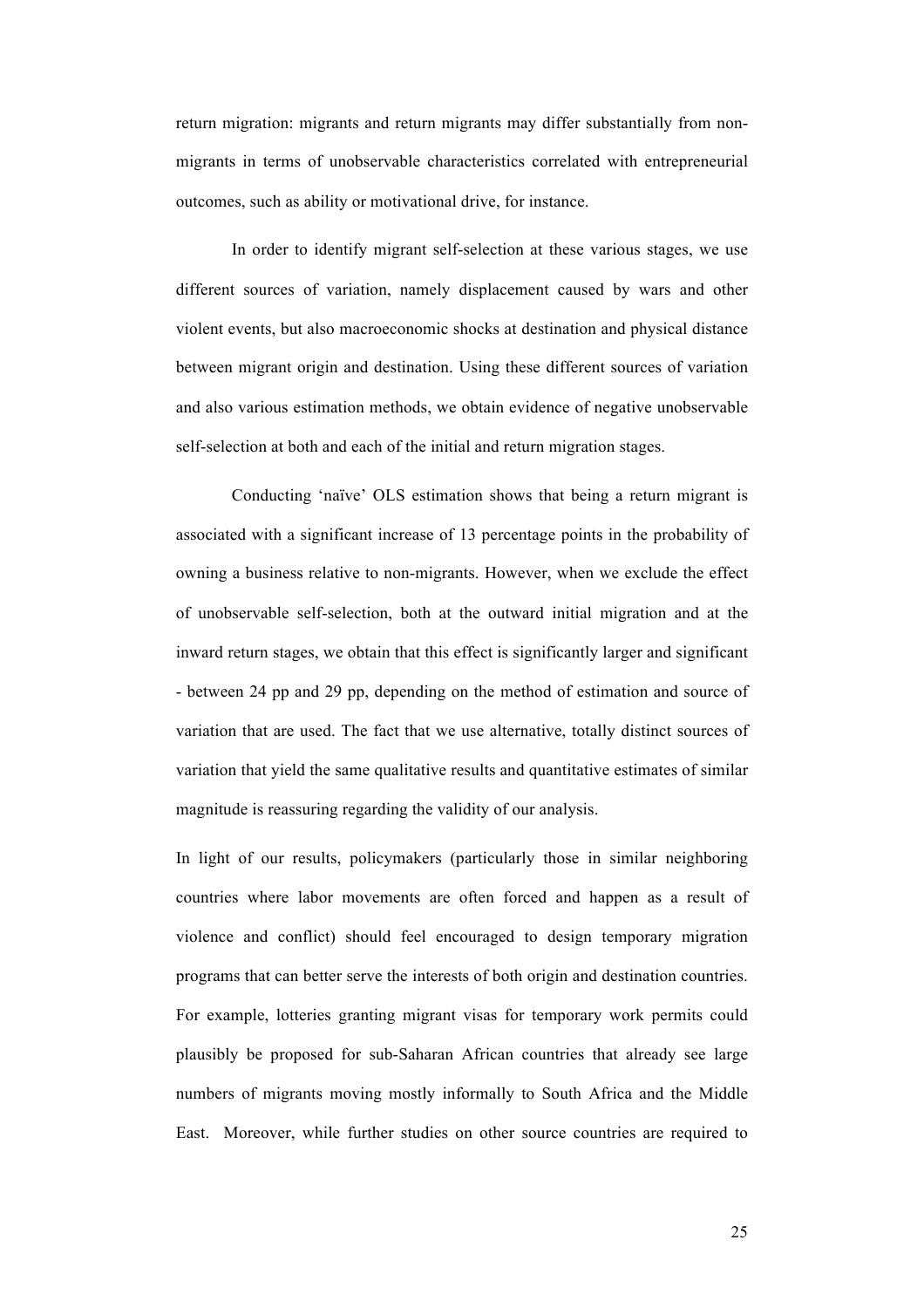return migration: migrants and return migrants may differ substantially from non-migrants in terms of unobservable characteristics correlated with entrepreneurial outcomes, such as ability or motivational drive, for instance.

In order to identify migrant self-selection at these various stages, we use different sources of variation, namely displacement caused by wars and other violent events, but also macroeconomic shocks at destination and physical distance between migrant origin and destination. Using these different sources of variation and also various estimation methods, we obtain evidence of negative unobservable self-selection at both and each of the initial and return migration stages.

Conducting 'naïve' OLS estimation shows that being a return migrant is associated with a significant increase of 13 percentage points in the probability of owning a business relative to non-migrants. However, when we exclude the effect of unobservable self-selection, both at the outward initial migration and at the inward return stages, we obtain that this effect is significantly larger and significant - between 24 pp and 29 pp, depending on the method of estimation and source of variation that are used. The fact that we use alternative, totally distinct sources of variation that yield the same qualitative results and quantitative estimates of similar magnitude is reassuring regarding the validity of our analysis.

In light of our results, policymakers (particularly those in similar neighboring countries where labor movements are often forced and happen as a result of violence and conflict) should feel encouraged to design temporary migration programs that can better serve the interests of both origin and destination countries. For example, lotteries granting migrant visas for temporary work permits could plausibly be proposed for sub-Saharan African countries that already see large numbers of migrants moving mostly informally to South Africa and the Middle East. Moreover, while further studies on other source countries are required to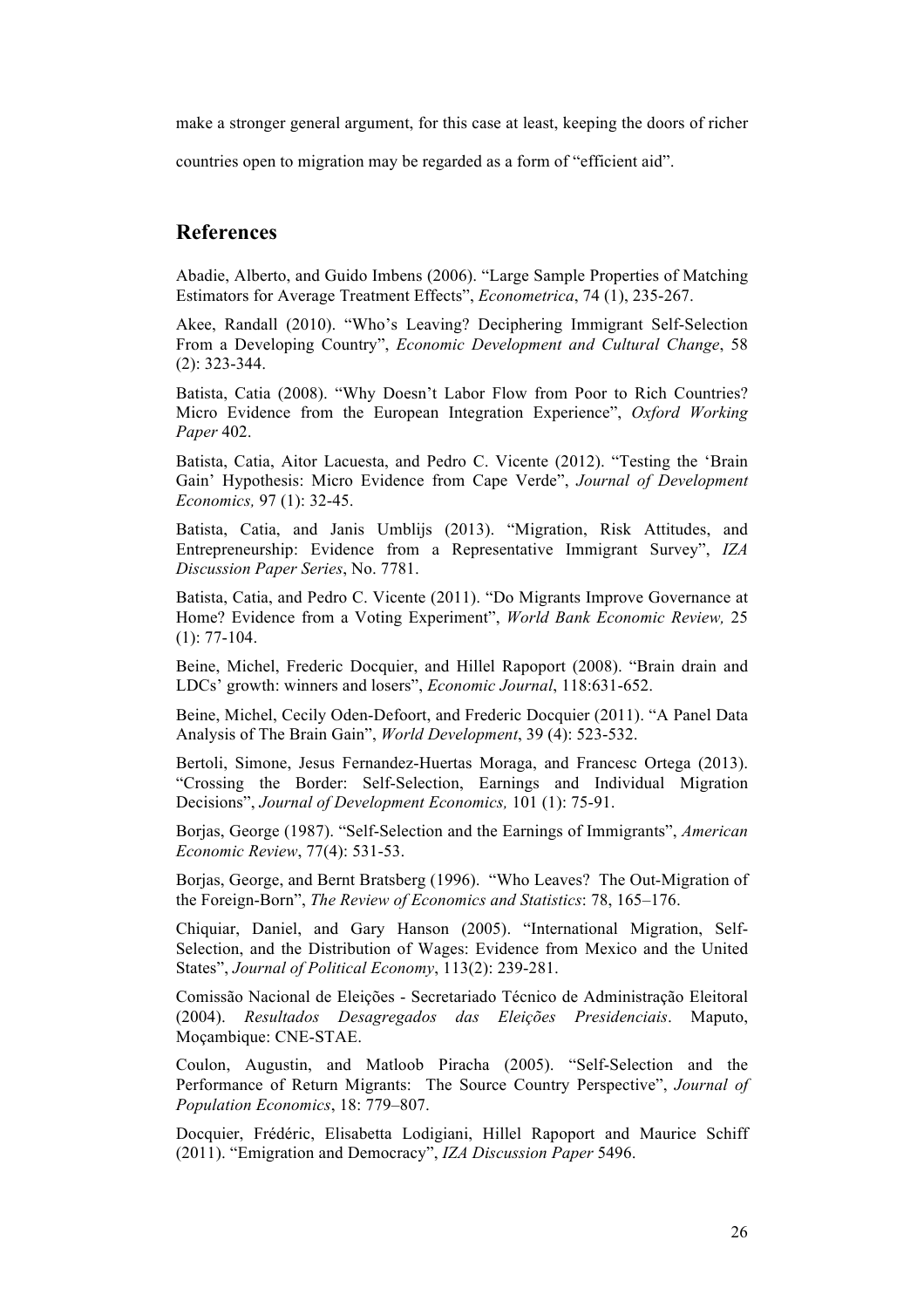make a stronger general argument, for this case at least, keeping the doors of richer countries open to migration may be regarded as a form of "efficient aid".

## References

Abadie, Alberto, and Guido Imbens (2006). "Large Sample Properties of Matching Estimators for Average Treatment Effects", *Econometrica*, 74 (1), 235-267.

Akee, Randall (2010). "Who's Leaving? Deciphering Immigrant Self-Selection From a Developing Country", *Economic Development and Cultural Change*, 58 (2): 323-344.

Batista, Catia (2008). "Why Doesn't Labor Flow from Poor to Rich Countries? Micro Evidence from the European Integration Experience", *Oxford Working Paper* 402.

Batista, Catia, Aitor Lacuesta, and Pedro C. Vicente (2012). "Testing the 'Brain Gain' Hypothesis: Micro Evidence from Cape Verde", *Journal of Development Economics,* 97 (1): 32-45.

Batista, Catia, and Janis Umblijs (2013). "Migration, Risk Attitudes, and Entrepreneurship: Evidence from a Representative Immigrant Survey", *IZA Discussion Paper Series*, No. 7781.

Batista, Catia, and Pedro C. Vicente (2011). "Do Migrants Improve Governance at Home? Evidence from a Voting Experiment", *World Bank Economic Review,* 25 (1): 77-104.

Beine, Michel, Frederic Docquier, and Hillel Rapoport (2008). "Brain drain and LDCs' growth: winners and losers", *Economic Journal*, 118:631-652.

Beine, Michel, Cecily Oden-Defoort, and Frederic Docquier (2011). "A Panel Data Analysis of The Brain Gain", *World Development*, 39 (4): 523-532.

Bertoli, Simone, Jesus Fernandez-Huertas Moraga, and Francesc Ortega (2013). "Crossing the Border: Self-Selection, Earnings and Individual Migration Decisions", *Journal of Development Economics,* 101 (1): 75-91.

Borjas, George (1987). "Self-Selection and the Earnings of Immigrants", *American Economic Review*, 77(4): 531-53.

Borjas, George, and Bernt Bratsberg (1996). "Who Leaves? The Out-Migration of the Foreign-Born", *The Review of Economics and Statistics*: 78, 165–176.

Chiquiar, Daniel, and Gary Hanson (2005). "International Migration, Self-Selection, and the Distribution of Wages: Evidence from Mexico and the United States", *Journal of Political Economy*, 113(2): 239-281.

Comissão Nacional de Eleições - Secretariado Técnico de Administração Eleitoral (2004). *Resultados Desagregados das Eleições Presidenciais*. Maputo, Moçambique: CNE-STAE.

Coulon, Augustin, and Matloob Piracha (2005). "Self-Selection and the Performance of Return Migrants: The Source Country Perspective", *Journal of Population Economics*, 18: 779–807.

Docquier, Frédéric, Elisabetta Lodigiani, Hillel Rapoport and Maurice Schiff (2011). "Emigration and Democracy", *IZA Discussion Paper* 5496.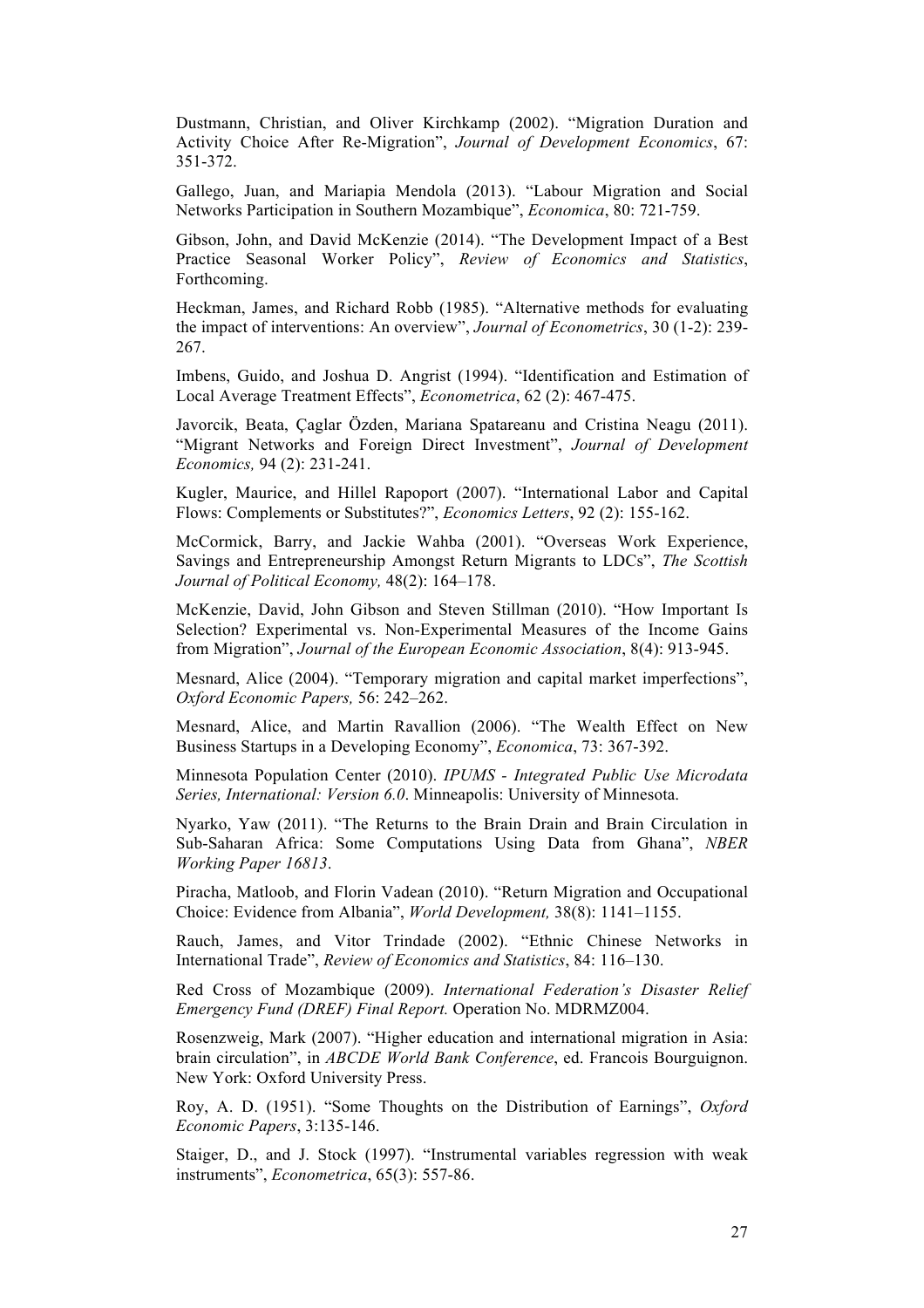Dustmann, Christian, and Oliver Kirchkamp (2002). "Migration Duration and Activity Choice After Re-Migration", *Journal of Development Economics*, 67: 351-372.

Gallego, Juan, and Mariapia Mendola (2013). "Labour Migration and Social Networks Participation in Southern Mozambique", *Economica*, 80: 721-759.

Gibson, John, and David McKenzie (2014). "The Development Impact of a Best Practice Seasonal Worker Policy", *Review of Economics and Statistics*, Forthcoming.

Heckman, James, and Richard Robb (1985). "Alternative methods for evaluating the impact of interventions: An overview", *Journal of Econometrics*, 30 (1-2): 239-267.

Imbens, Guido, and Joshua D. Angrist (1994). "Identification and Estimation of Local Average Treatment Effects", *Econometrica*, 62 (2): 467-475.

Javorcik, Beata, Çaglar Özden, Mariana Spatareanu and Cristina Neagu (2011). "Migrant Networks and Foreign Direct Investment", *Journal of Development Economics,* 94 (2): 231-241.

Kugler, Maurice, and Hillel Rapoport (2007). "International Labor and Capital Flows: Complements or Substitutes?", *Economics Letters*, 92 (2): 155-162.

McCormick, Barry, and Jackie Wahba (2001). "Overseas Work Experience, Savings and Entrepreneurship Amongst Return Migrants to LDCs", *The Scottish Journal of Political Economy,* 48(2): 164–178.

McKenzie, David, John Gibson and Steven Stillman (2010). "How Important Is Selection? Experimental vs. Non-Experimental Measures of the Income Gains from Migration", *Journal of the European Economic Association*, 8(4): 913-945.

Mesnard, Alice (2004). "Temporary migration and capital market imperfections", *Oxford Economic Papers,* 56: 242–262.

Mesnard, Alice, and Martin Ravallion (2006). "The Wealth Effect on New Business Startups in a Developing Economy", *Economica*, 73: 367-392.

Minnesota Population Center (2010). *IPUMS - Integrated Public Use Microdata Series, International: Version 6.0*. Minneapolis: University of Minnesota.

Nyarko, Yaw (2011). "The Returns to the Brain Drain and Brain Circulation in Sub-Saharan Africa: Some Computations Using Data from Ghana", *NBER Working Paper 16813*.

Piracha, Matloob, and Florin Vadean (2010). "Return Migration and Occupational Choice: Evidence from Albania", *World Development,* 38(8): 1141–1155.

Rauch, James, and Vitor Trindade (2002). "Ethnic Chinese Networks in International Trade", *Review of Economics and Statistics*, 84: 116–130.

Red Cross of Mozambique (2009). *International Federation's Disaster Relief Emergency Fund (DREF) Final Report.* Operation No. MDRMZ004.

Rosenzweig, Mark (2007). "Higher education and international migration in Asia: brain circulation", in *ABCDE World Bank Conference*, ed. Francois Bourguignon. New York: Oxford University Press.

Roy, A. D. (1951). "Some Thoughts on the Distribution of Earnings", *Oxford Economic Papers*, 3:135-146.

Staiger, D., and J. Stock (1997). "Instrumental variables regression with weak instruments", *Econometrica*, 65(3): 557-86.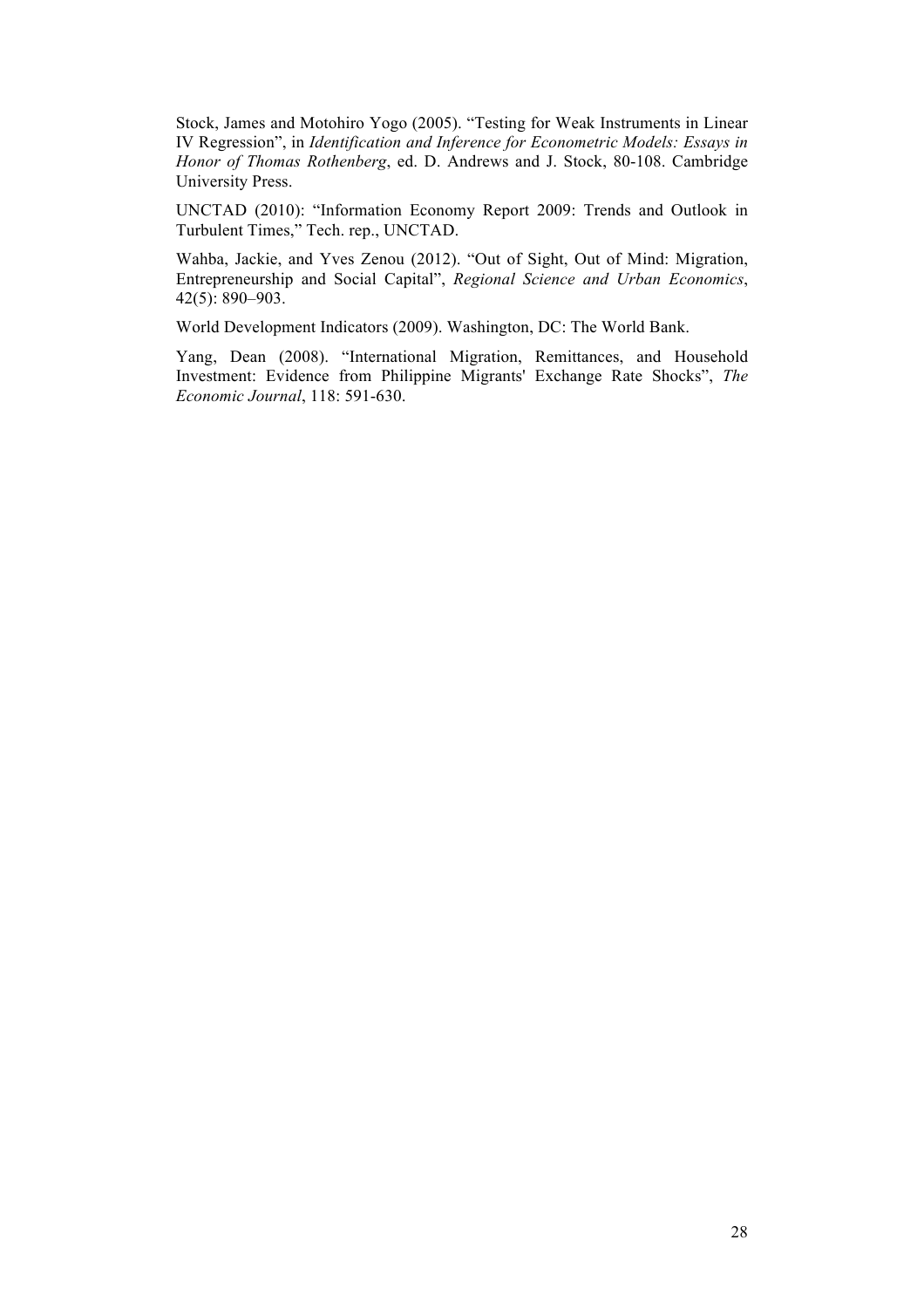Stock, James and Motohiro Yogo (2005). "Testing for Weak Instruments in Linear IV Regression", in *Identification and Inference for Econometric Models: Essays in Honor of Thomas Rothenberg*, ed. D. Andrews and J. Stock, 80-108. Cambridge University Press.

UNCTAD (2010): "Information Economy Report 2009: Trends and Outlook in Turbulent Times," Tech. rep., UNCTAD.

Wahba, Jackie, and Yves Zenou (2012). "Out of Sight, Out of Mind: Migration, Entrepreneurship and Social Capital", *Regional Science and Urban Economics*, 42(5): 890–903.

World Development Indicators (2009). Washington, DC: The World Bank.

Yang, Dean (2008). "International Migration, Remittances, and Household Investment: Evidence from Philippine Migrants' Exchange Rate Shocks", *The Economic Journal*, 118: 591-630.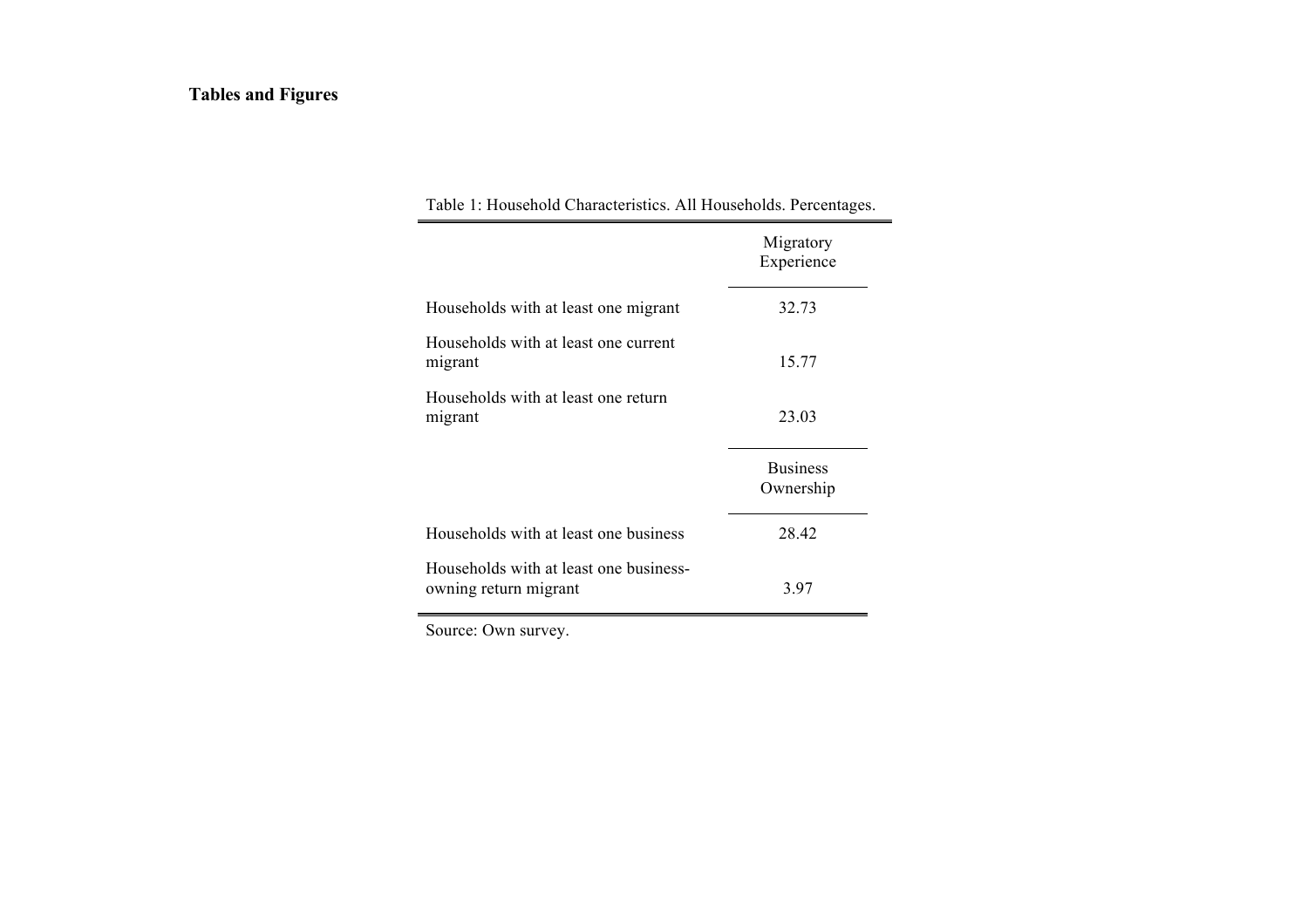**Tables and Figures**

Table 1: Household Characteristics. All Households. Percentages.

| | Migratory Experience |
|---|---|
| Households with at least one migrant | 32.73 |
| Households with at least one current migrant | 15.77 |
| Households with at least one return migrant | 23.03 |
| | **Business Ownership** |
| Households with at least one business | 28.42 |
| Households with at least one business-owning return migrant | 3.97 |

Source: Own survey.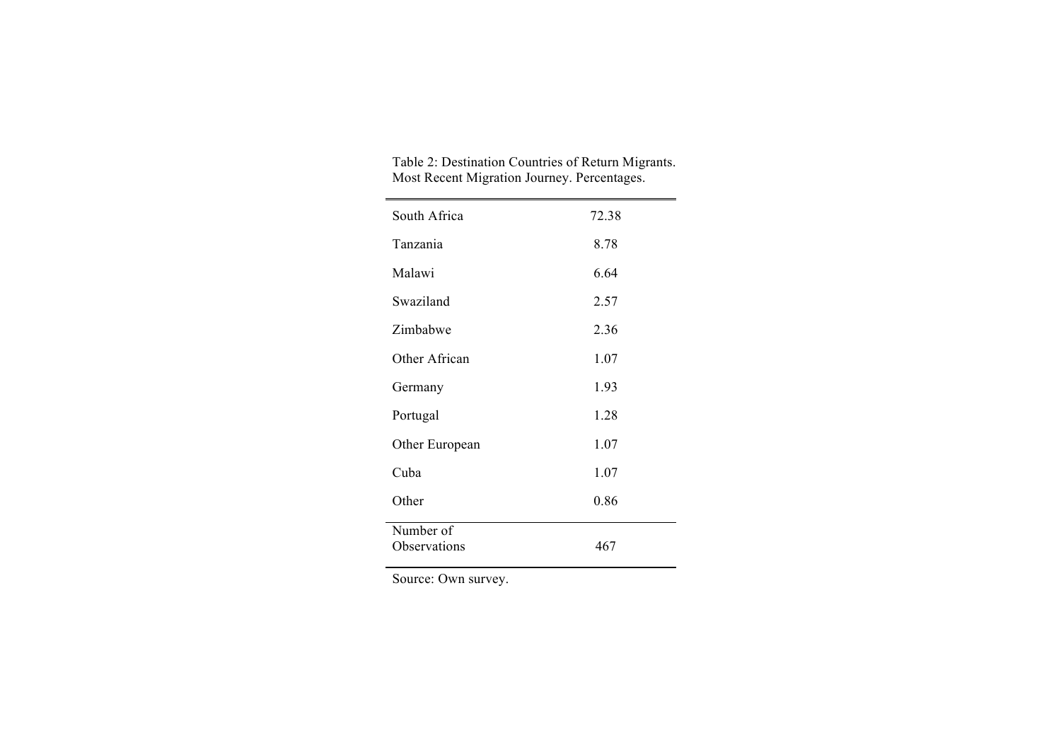Table 2: Destination Countries of Return Migrants. Most Recent Migration Journey. Percentages.

| | |
|---|---|
| South Africa | 72.38 |
| Tanzania | 8.78 |
| Malawi | 6.64 |
| Swaziland | 2.57 |
| Zimbabwe | 2.36 |
| Other African | 1.07 |
| Germany | 1.93 |
| Portugal | 1.28 |
| Other European | 1.07 |
| Cuba | 1.07 |
| Other | 0.86 |
| Number of Observations | 467 |

Source: Own survey.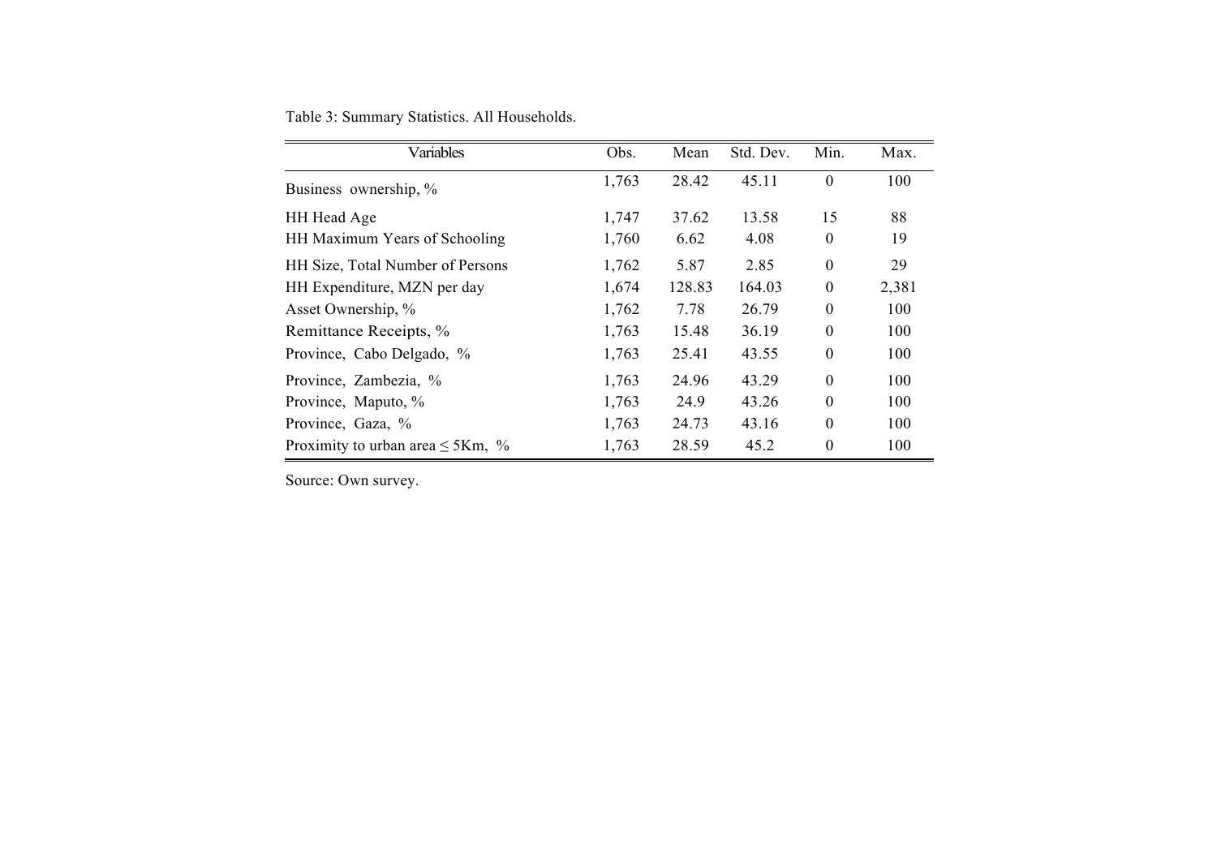Table 3: Summary Statistics. All Households.

| Variables | Obs. | Mean | Std. Dev. | Min. | Max. |
|---|---|---|---|---|---|
| Business ownership, % | 1,763 | 28.42 | 45.11 | 0 | 100 |
| HH Head Age | 1,747 | 37.62 | 13.58 | 15 | 88 |
| HH Maximum Years of Schooling | 1,760 | 6.62 | 4.08 | 0 | 19 |
| HH Size, Total Number of Persons | 1,762 | 5.87 | 2.85 | 0 | 29 |
| HH Expenditure, MZN per day | 1,674 | 128.83 | 164.03 | 0 | 2,381 |
| Asset Ownership, % | 1,762 | 7.78 | 26.79 | 0 | 100 |
| Remittance Receipts, % | 1,763 | 15.48 | 36.19 | 0 | 100 |
| Province, Cabo Delgado, % | 1,763 | 25.41 | 43.55 | 0 | 100 |
| Province, Zambezia, % | 1,763 | 24.96 | 43.29 | 0 | 100 |
| Province, Maputo, % | 1,763 | 24.9 | 43.26 | 0 | 100 |
| Province, Gaza, % | 1,763 | 24.73 | 43.16 | 0 | 100 |
| Proximity to urban area ≤ 5Km, % | 1,763 | 28.59 | 45.2 | 0 | 100 |

Source: Own survey.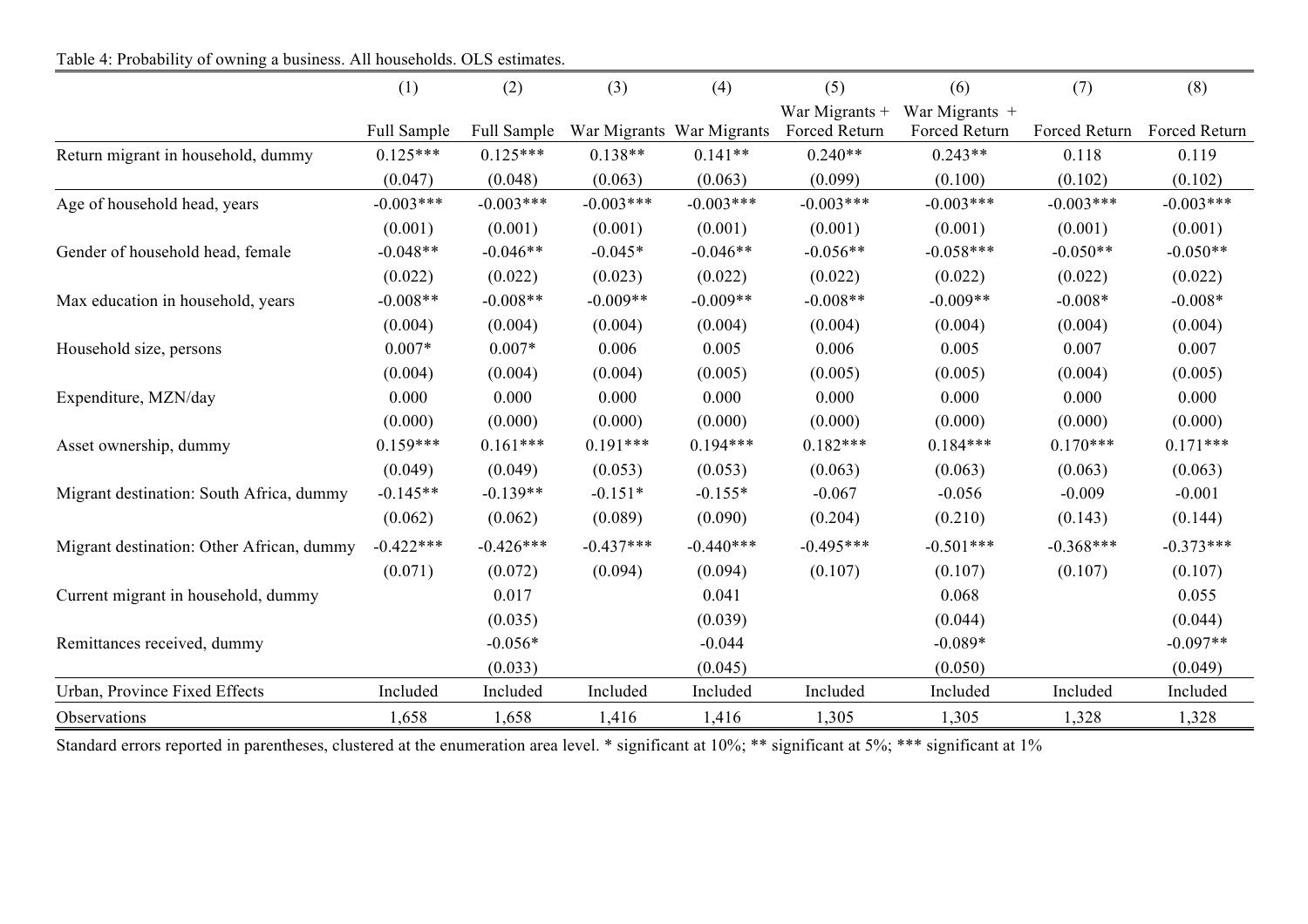Table 4: Probability of owning a business. All households. OLS estimates.

| | (1) | (2) | (3) | (4) | (5) | (6) | (7) | (8) |
|---|---|---|---|---|---|---|---|---|
| | Full Sample | Full Sample | War Migrants | War Migrants | War Migrants + Forced Return | War Migrants + Forced Return | Forced Return | Forced Return |
| Return migrant in household, dummy | 0.125*** | 0.125*** | 0.138** | 0.141** | 0.240** | 0.243** | 0.118 | 0.119 |
| | (0.047) | (0.048) | (0.063) | (0.063) | (0.099) | (0.100) | (0.102) | (0.102) |
| Age of household head, years | -0.003*** | -0.003*** | -0.003*** | -0.003*** | -0.003*** | -0.003*** | -0.003*** | -0.003*** |
| | (0.001) | (0.001) | (0.001) | (0.001) | (0.001) | (0.001) | (0.001) | (0.001) |
| Gender of household head, female | -0.048** | -0.046** | -0.045* | -0.046** | -0.056** | -0.058*** | -0.050** | -0.050** |
| | (0.022) | (0.022) | (0.023) | (0.022) | (0.022) | (0.022) | (0.022) | (0.022) |
| Max education in household, years | -0.008** | -0.008** | -0.009** | -0.009** | -0.008** | -0.009** | -0.008* | -0.008* |
| | (0.004) | (0.004) | (0.004) | (0.004) | (0.004) | (0.004) | (0.004) | (0.004) |
| Household size, persons | 0.007* | 0.007* | 0.006 | 0.005 | 0.006 | 0.005 | 0.007 | 0.007 |
| | (0.004) | (0.004) | (0.004) | (0.005) | (0.005) | (0.005) | (0.004) | (0.005) |
| Expenditure, MZN/day | 0.000 | 0.000 | 0.000 | 0.000 | 0.000 | 0.000 | 0.000 | 0.000 |
| | (0.000) | (0.000) | (0.000) | (0.000) | (0.000) | (0.000) | (0.000) | (0.000) |
| Asset ownership, dummy | 0.159*** | 0.161*** | 0.191*** | 0.194*** | 0.182*** | 0.184*** | 0.170*** | 0.171*** |
| | (0.049) | (0.049) | (0.053) | (0.053) | (0.063) | (0.063) | (0.063) | (0.063) |
| Migrant destination: South Africa, dummy | -0.145** | -0.139** | -0.151* | -0.155* | -0.067 | -0.056 | -0.009 | -0.001 |
| | (0.062) | (0.062) | (0.089) | (0.090) | (0.204) | (0.210) | (0.143) | (0.144) |
| Migrant destination: Other African, dummy | -0.422*** | -0.426*** | -0.437*** | -0.440*** | -0.495*** | -0.501*** | -0.368*** | -0.373*** |
| | (0.071) | (0.072) | (0.094) | (0.094) | (0.107) | (0.107) | (0.107) | (0.107) |
| Current migrant in household, dummy | | 0.017 | | 0.041 | | 0.068 | | 0.055 |
| | | (0.035) | | (0.039) | | (0.044) | | (0.044) |
| Remittances received, dummy | | -0.056* | | -0.044 | | -0.089* | | -0.097** |
| | | (0.033) | | (0.045) | | (0.050) | | (0.049) |
| Urban, Province Fixed Effects | Included | Included | Included | Included | Included | Included | Included | Included |
| Observations | 1,658 | 1,658 | 1,416 | 1,416 | 1,305 | 1,305 | 1,328 | 1,328 |

Standard errors reported in parentheses, clustered at the enumeration area level. * significant at 10%; ** significant at 5%; *** significant at 1%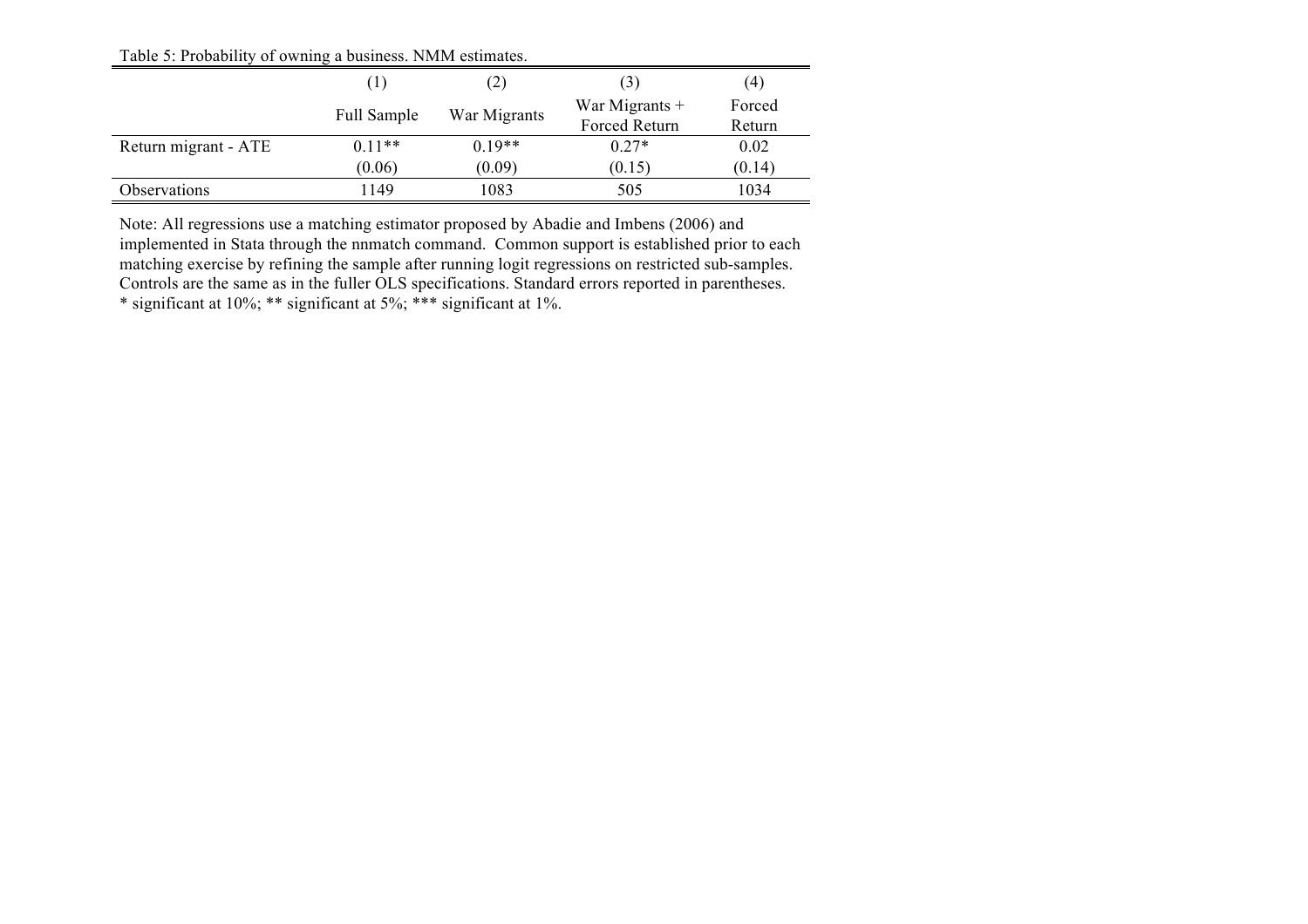Table 5: Probability of owning a business. NMM estimates.

| | (1) | (2) | (3) | (4) |
|---|---|---|---|---|
| | Full Sample | War Migrants | War Migrants + Forced Return | Forced Return |
| Return migrant - ATE | 0.11** | 0.19** | 0.27* | 0.02 |
| | (0.06) | (0.09) | (0.15) | (0.14) |
| Observations | 1149 | 1083 | 505 | 1034 |

Note: All regressions use a matching estimator proposed by Abadie and Imbens (2006) and implemented in Stata through the nnmatch command. Common support is established prior to each matching exercise by refining the sample after running logit regressions on restricted sub-samples. Controls are the same as in the fuller OLS specifications. Standard errors reported in parentheses.
* significant at 10%; ** significant at 5%; *** significant at 1%.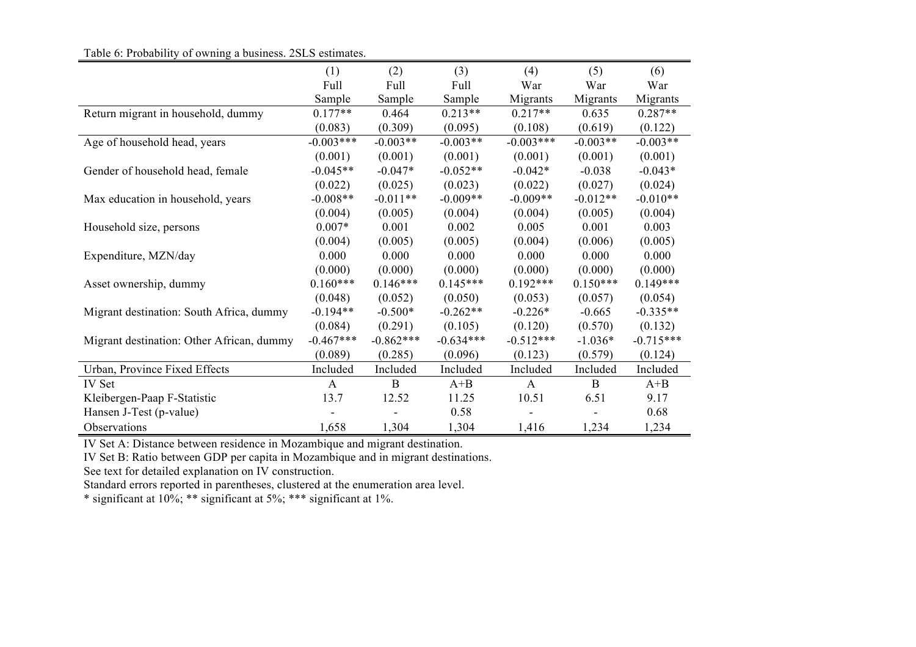Table 6: Probability of owning a business. 2SLS estimates.

| | (1) Full Sample | (2) Full Sample | (3) Full Sample | (4) War Migrants | (5) War Migrants | (6) War Migrants |
|---|---|---|---|---|---|---|
| Return migrant in household, dummy | 0.177** | 0.464 | 0.213** | 0.217** | 0.635 | 0.287** |
| | (0.083) | (0.309) | (0.095) | (0.108) | (0.619) | (0.122) |
| Age of household head, years | -0.003*** | -0.003** | -0.003** | -0.003*** | -0.003** | -0.003** |
| | (0.001) | (0.001) | (0.001) | (0.001) | (0.001) | (0.001) |
| Gender of household head, female | -0.045** | -0.047* | -0.052** | -0.042* | -0.038 | -0.043* |
| | (0.022) | (0.025) | (0.023) | (0.022) | (0.027) | (0.024) |
| Max education in household, years | -0.008** | -0.011** | -0.009** | -0.009** | -0.012** | -0.010** |
| | (0.004) | (0.005) | (0.004) | (0.004) | (0.005) | (0.004) |
| Household size, persons | 0.007* | 0.001 | 0.002 | 0.005 | 0.001 | 0.003 |
| | (0.004) | (0.005) | (0.005) | (0.004) | (0.006) | (0.005) |
| Expenditure, MZN/day | 0.000 | 0.000 | 0.000 | 0.000 | 0.000 | 0.000 |
| | (0.000) | (0.000) | (0.000) | (0.000) | (0.000) | (0.000) |
| Asset ownership, dummy | 0.160*** | 0.146*** | 0.145*** | 0.192*** | 0.150*** | 0.149*** |
| | (0.048) | (0.052) | (0.050) | (0.053) | (0.057) | (0.054) |
| Migrant destination: South Africa, dummy | -0.194** | -0.500* | -0.262** | -0.226* | -0.665 | -0.335** |
| | (0.084) | (0.291) | (0.105) | (0.120) | (0.570) | (0.132) |
| Migrant destination: Other African, dummy | -0.467*** | -0.862*** | -0.634*** | -0.512*** | -1.036* | -0.715*** |
| | (0.089) | (0.285) | (0.096) | (0.123) | (0.579) | (0.124) |
| Urban, Province Fixed Effects | Included | Included | Included | Included | Included | Included |
| IV Set | A | B | A+B | A | B | A+B |
| Kleibergen-Paap F-Statistic | 13.7 | 12.52 | 11.25 | 10.51 | 6.51 | 9.17 |
| Hansen J-Test (p-value) | - | - | 0.58 | - | - | 0.68 |
| Observations | 1,658 | 1,304 | 1,304 | 1,416 | 1,234 | 1,234 |

IV Set A: Distance between residence in Mozambique and migrant destination.

IV Set B: Ratio between GDP per capita in Mozambique and in migrant destinations.

See text for detailed explanation on IV construction.

Standard errors reported in parentheses, clustered at the enumeration area level.

* significant at 10%; ** significant at 5%; *** significant at 1%.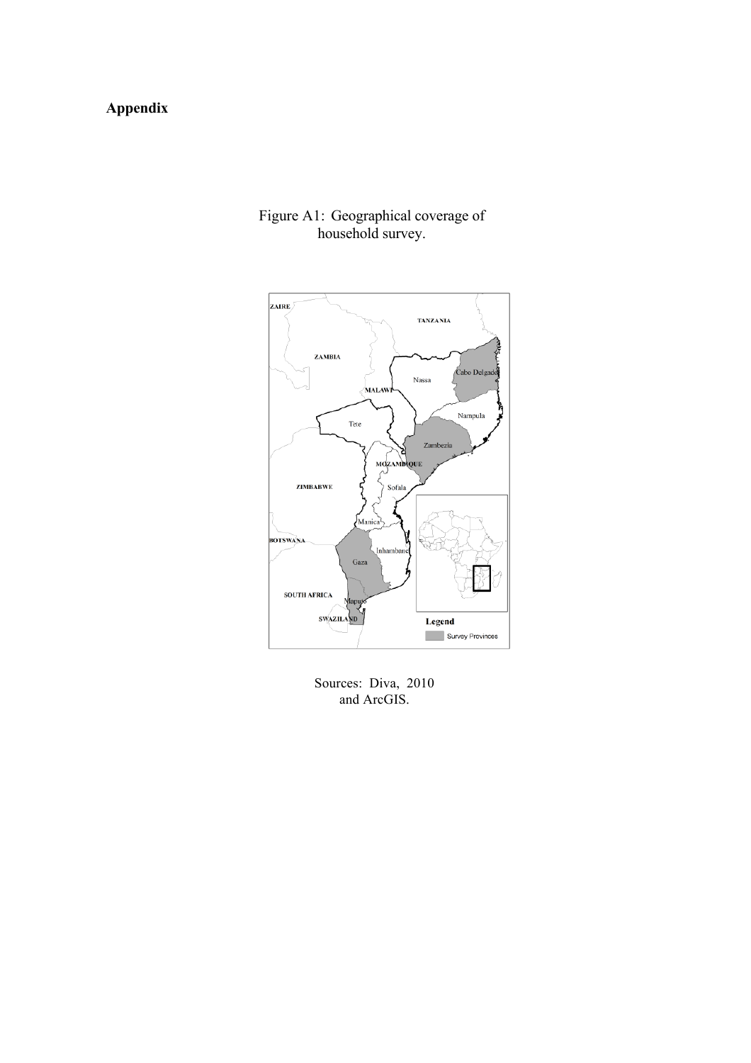# Appendix

Figure A1: Geographical coverage of household survey.

ZAIRE

TANZANIA

ZAMBIA

Nassa

Cabo Delgado

MALAWI

Nampula

Tete

Zambezia

MOZAMBIQUE

ZIMBABWE

Sofala

Manica

BOTSWANA

Inhambane

Gaza

SOUTH AFRICA

Maputo

SWAZILAND

Legend

Survey Provinces

Sources: Diva, 2010 and ArcGIS.